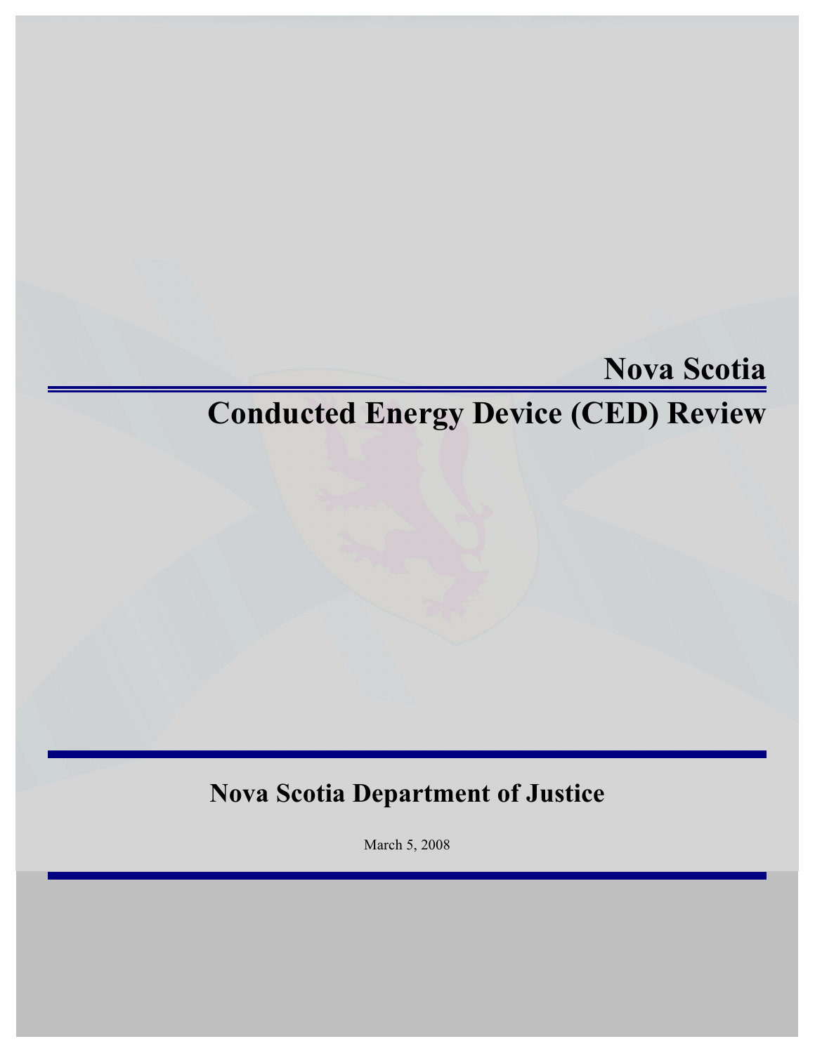# Nova Scotia

# Conducted Energy Device (CED) Review

## Nova Scotia Department of Justice

March 5, 2008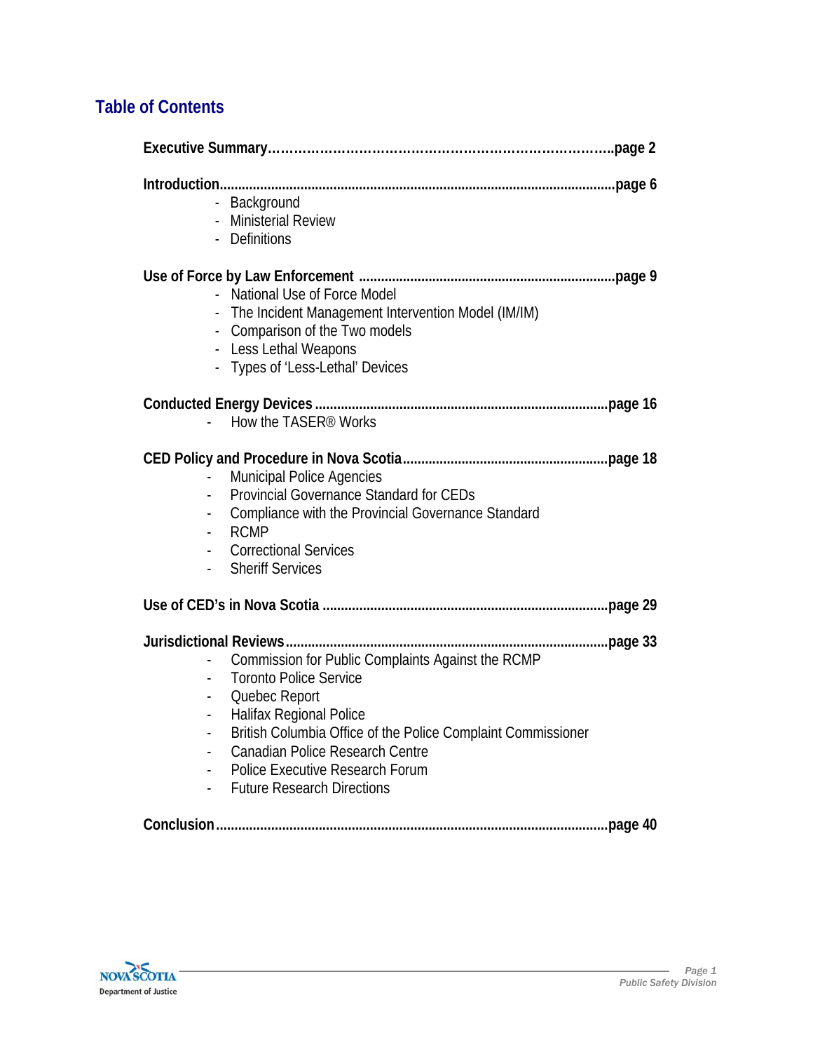## Table of Contents

**Executive Summary……………………………………………………………………….page 2**

**Introduction..........................................................................................................page 6**

- Background
- Ministerial Review
- Definitions

**Use of Force by Law Enforcement .....................................................................page 9**

- National Use of Force Model
- The Incident Management Intervention Model (IM/IM)
- Comparison of the Two models
- Less Lethal Weapons
- Types of 'Less-Lethal' Devices

**Conducted Energy Devices ...............................................................................page 16**

- How the TASER® Works

**CED Policy and Procedure in Nova Scotia........................................................page 18**

- Municipal Police Agencies
- Provincial Governance Standard for CEDs
- Compliance with the Provincial Governance Standard
- RCMP
- Correctional Services
- Sheriff Services

**Use of CED's in Nova Scotia .............................................................................page 29**

**Jurisdictional Reviews.......................................................................................page 33**

- Commission for Public Complaints Against the RCMP
- Toronto Police Service
- Quebec Report
- Halifax Regional Police
- British Columbia Office of the Police Complaint Commissioner
- Canadian Police Research Centre
- Police Executive Research Forum
- Future Research Directions

**Conclusion..........................................................................................................page 40**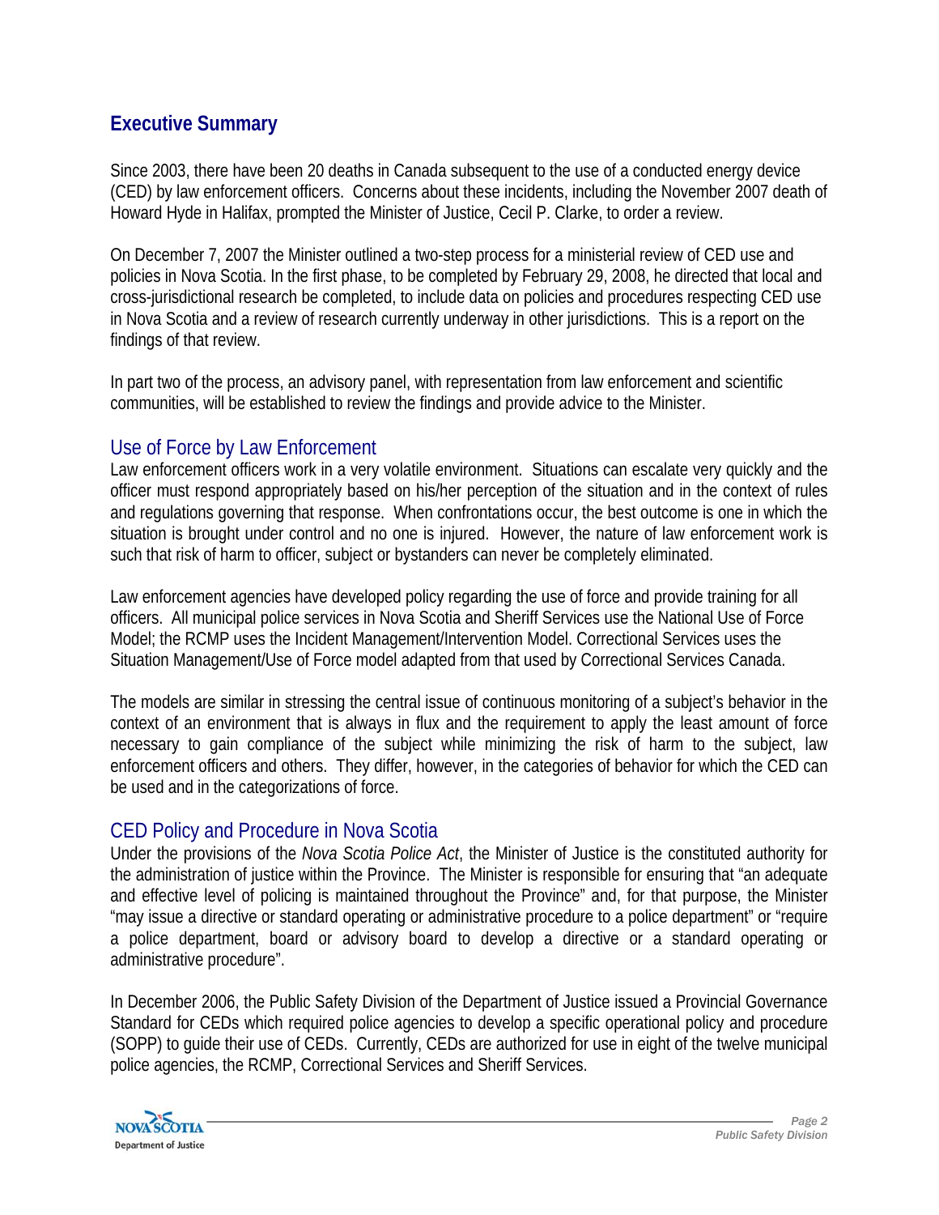## Executive Summary

Since 2003, there have been 20 deaths in Canada subsequent to the use of a conducted energy device (CED) by law enforcement officers. Concerns about these incidents, including the November 2007 death of Howard Hyde in Halifax, prompted the Minister of Justice, Cecil P. Clarke, to order a review.

On December 7, 2007 the Minister outlined a two-step process for a ministerial review of CED use and policies in Nova Scotia. In the first phase, to be completed by February 29, 2008, he directed that local and cross-jurisdictional research be completed, to include data on policies and procedures respecting CED use in Nova Scotia and a review of research currently underway in other jurisdictions. This is a report on the findings of that review.

In part two of the process, an advisory panel, with representation from law enforcement and scientific communities, will be established to review the findings and provide advice to the Minister.

### Use of Force by Law Enforcement

Law enforcement officers work in a very volatile environment. Situations can escalate very quickly and the officer must respond appropriately based on his/her perception of the situation and in the context of rules and regulations governing that response. When confrontations occur, the best outcome is one in which the situation is brought under control and no one is injured. However, the nature of law enforcement work is such that risk of harm to officer, subject or bystanders can never be completely eliminated.

Law enforcement agencies have developed policy regarding the use of force and provide training for all officers. All municipal police services in Nova Scotia and Sheriff Services use the National Use of Force Model; the RCMP uses the Incident Management/Intervention Model. Correctional Services uses the Situation Management/Use of Force model adapted from that used by Correctional Services Canada.

The models are similar in stressing the central issue of continuous monitoring of a subject's behavior in the context of an environment that is always in flux and the requirement to apply the least amount of force necessary to gain compliance of the subject while minimizing the risk of harm to the subject, law enforcement officers and others. They differ, however, in the categories of behavior for which the CED can be used and in the categorizations of force.

### CED Policy and Procedure in Nova Scotia

Under the provisions of the *Nova Scotia Police Act*, the Minister of Justice is the constituted authority for the administration of justice within the Province. The Minister is responsible for ensuring that "an adequate and effective level of policing is maintained throughout the Province" and, for that purpose, the Minister "may issue a directive or standard operating or administrative procedure to a police department" or "require a police department, board or advisory board to develop a directive or a standard operating or administrative procedure".

In December 2006, the Public Safety Division of the Department of Justice issued a Provincial Governance Standard for CEDs which required police agencies to develop a specific operational policy and procedure (SOPP) to guide their use of CEDs. Currently, CEDs are authorized for use in eight of the twelve municipal police agencies, the RCMP, Correctional Services and Sheriff Services.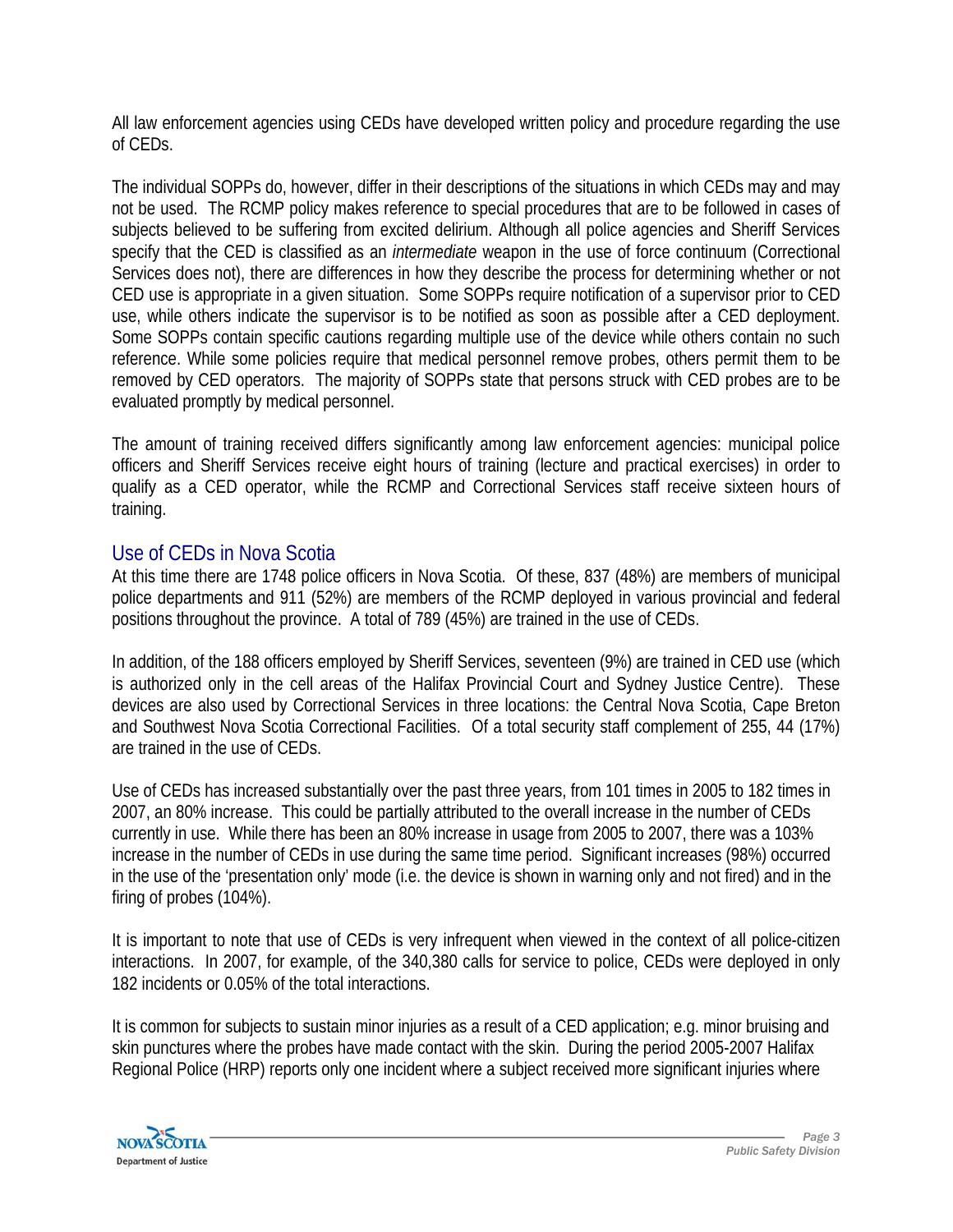All law enforcement agencies using CEDs have developed written policy and procedure regarding the use of CEDs.

The individual SOPPs do, however, differ in their descriptions of the situations in which CEDs may and may not be used. The RCMP policy makes reference to special procedures that are to be followed in cases of subjects believed to be suffering from excited delirium. Although all police agencies and Sheriff Services specify that the CED is classified as an *intermediate* weapon in the use of force continuum (Correctional Services does not), there are differences in how they describe the process for determining whether or not CED use is appropriate in a given situation. Some SOPPs require notification of a supervisor prior to CED use, while others indicate the supervisor is to be notified as soon as possible after a CED deployment. Some SOPPs contain specific cautions regarding multiple use of the device while others contain no such reference. While some policies require that medical personnel remove probes, others permit them to be removed by CED operators. The majority of SOPPs state that persons struck with CED probes are to be evaluated promptly by medical personnel.

The amount of training received differs significantly among law enforcement agencies: municipal police officers and Sheriff Services receive eight hours of training (lecture and practical exercises) in order to qualify as a CED operator, while the RCMP and Correctional Services staff receive sixteen hours of training.

## Use of CEDs in Nova Scotia

At this time there are 1748 police officers in Nova Scotia. Of these, 837 (48%) are members of municipal police departments and 911 (52%) are members of the RCMP deployed in various provincial and federal positions throughout the province. A total of 789 (45%) are trained in the use of CEDs.

In addition, of the 188 officers employed by Sheriff Services, seventeen (9%) are trained in CED use (which is authorized only in the cell areas of the Halifax Provincial Court and Sydney Justice Centre). These devices are also used by Correctional Services in three locations: the Central Nova Scotia, Cape Breton and Southwest Nova Scotia Correctional Facilities. Of a total security staff complement of 255, 44 (17%) are trained in the use of CEDs.

Use of CEDs has increased substantially over the past three years, from 101 times in 2005 to 182 times in 2007, an 80% increase. This could be partially attributed to the overall increase in the number of CEDs currently in use. While there has been an 80% increase in usage from 2005 to 2007, there was a 103% increase in the number of CEDs in use during the same time period. Significant increases (98%) occurred in the use of the 'presentation only' mode (i.e. the device is shown in warning only and not fired) and in the firing of probes (104%).

It is important to note that use of CEDs is very infrequent when viewed in the context of all police-citizen interactions. In 2007, for example, of the 340,380 calls for service to police, CEDs were deployed in only 182 incidents or 0.05% of the total interactions.

It is common for subjects to sustain minor injuries as a result of a CED application; e.g. minor bruising and skin punctures where the probes have made contact with the skin. During the period 2005-2007 Halifax Regional Police (HRP) reports only one incident where a subject received more significant injuries where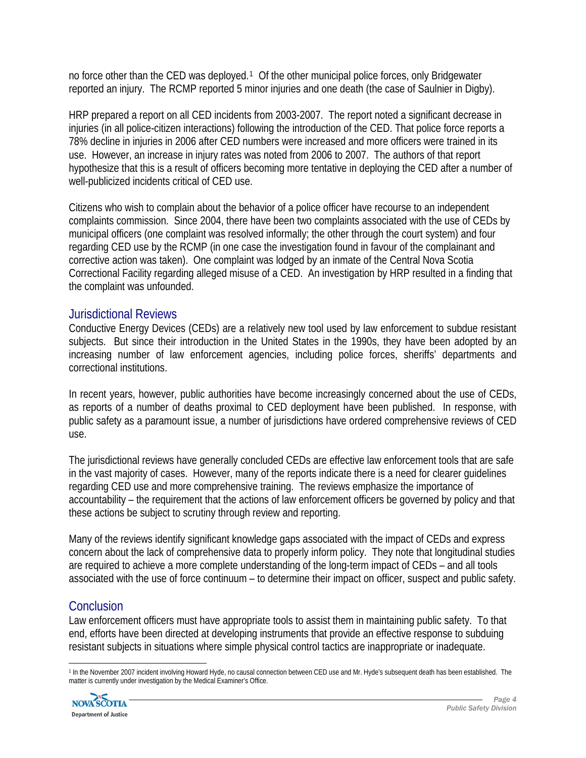no force other than the CED was deployed.[1] Of the other municipal police forces, only Bridgewater reported an injury. The RCMP reported 5 minor injuries and one death (the case of Saulnier in Digby).

HRP prepared a report on all CED incidents from 2003-2007. The report noted a significant decrease in injuries (in all police-citizen interactions) following the introduction of the CED. That police force reports a 78% decline in injuries in 2006 after CED numbers were increased and more officers were trained in its use. However, an increase in injury rates was noted from 2006 to 2007. The authors of that report hypothesize that this is a result of officers becoming more tentative in deploying the CED after a number of well-publicized incidents critical of CED use.

Citizens who wish to complain about the behavior of a police officer have recourse to an independent complaints commission. Since 2004, there have been two complaints associated with the use of CEDs by municipal officers (one complaint was resolved informally; the other through the court system) and four regarding CED use by the RCMP (in one case the investigation found in favour of the complainant and corrective action was taken). One complaint was lodged by an inmate of the Central Nova Scotia Correctional Facility regarding alleged misuse of a CED. An investigation by HRP resulted in a finding that the complaint was unfounded.

## Jurisdictional Reviews

Conductive Energy Devices (CEDs) are a relatively new tool used by law enforcement to subdue resistant subjects. But since their introduction in the United States in the 1990s, they have been adopted by an increasing number of law enforcement agencies, including police forces, sheriffs' departments and correctional institutions.

In recent years, however, public authorities have become increasingly concerned about the use of CEDs, as reports of a number of deaths proximal to CED deployment have been published. In response, with public safety as a paramount issue, a number of jurisdictions have ordered comprehensive reviews of CED use.

The jurisdictional reviews have generally concluded CEDs are effective law enforcement tools that are safe in the vast majority of cases. However, many of the reports indicate there is a need for clearer guidelines regarding CED use and more comprehensive training. The reviews emphasize the importance of accountability – the requirement that the actions of law enforcement officers be governed by policy and that these actions be subject to scrutiny through review and reporting.

Many of the reviews identify significant knowledge gaps associated with the impact of CEDs and express concern about the lack of comprehensive data to properly inform policy. They note that longitudinal studies are required to achieve a more complete understanding of the long-term impact of CEDs – and all tools associated with the use of force continuum – to determine their impact on officer, suspect and public safety.

## Conclusion

Law enforcement officers must have appropriate tools to assist them in maintaining public safety. To that end, efforts have been directed at developing instruments that provide an effective response to subduing resistant subjects in situations where simple physical control tactics are inappropriate or inadequate.

[1] In the November 2007 incident involving Howard Hyde, no causal connection between CED use and Mr. Hyde's subsequent death has been established. The matter is currently under investigation by the Medical Examiner's Office.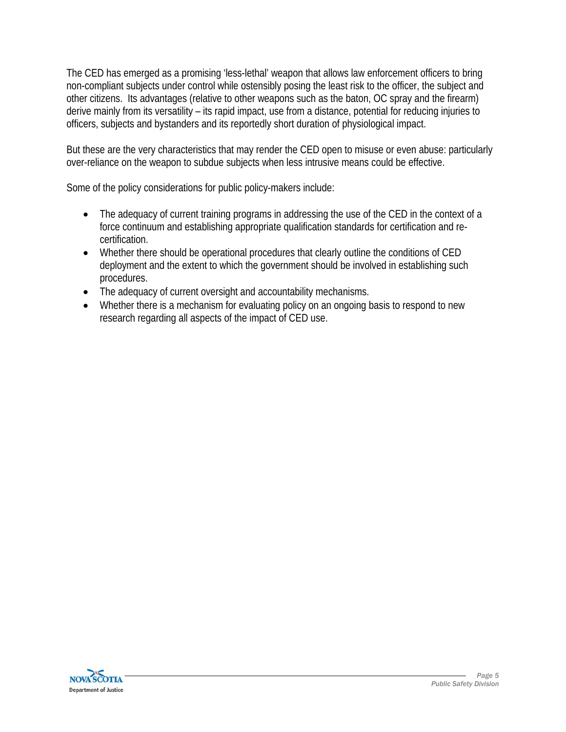The CED has emerged as a promising 'less-lethal' weapon that allows law enforcement officers to bring non-compliant subjects under control while ostensibly posing the least risk to the officer, the subject and other citizens. Its advantages (relative to other weapons such as the baton, OC spray and the firearm) derive mainly from its versatility – its rapid impact, use from a distance, potential for reducing injuries to officers, subjects and bystanders and its reportedly short duration of physiological impact.

But these are the very characteristics that may render the CED open to misuse or even abuse: particularly over-reliance on the weapon to subdue subjects when less intrusive means could be effective.

Some of the policy considerations for public policy-makers include:

- The adequacy of current training programs in addressing the use of the CED in the context of a force continuum and establishing appropriate qualification standards for certification and re-certification.
- Whether there should be operational procedures that clearly outline the conditions of CED deployment and the extent to which the government should be involved in establishing such procedures.
- The adequacy of current oversight and accountability mechanisms.
- Whether there is a mechanism for evaluating policy on an ongoing basis to respond to new research regarding all aspects of the impact of CED use.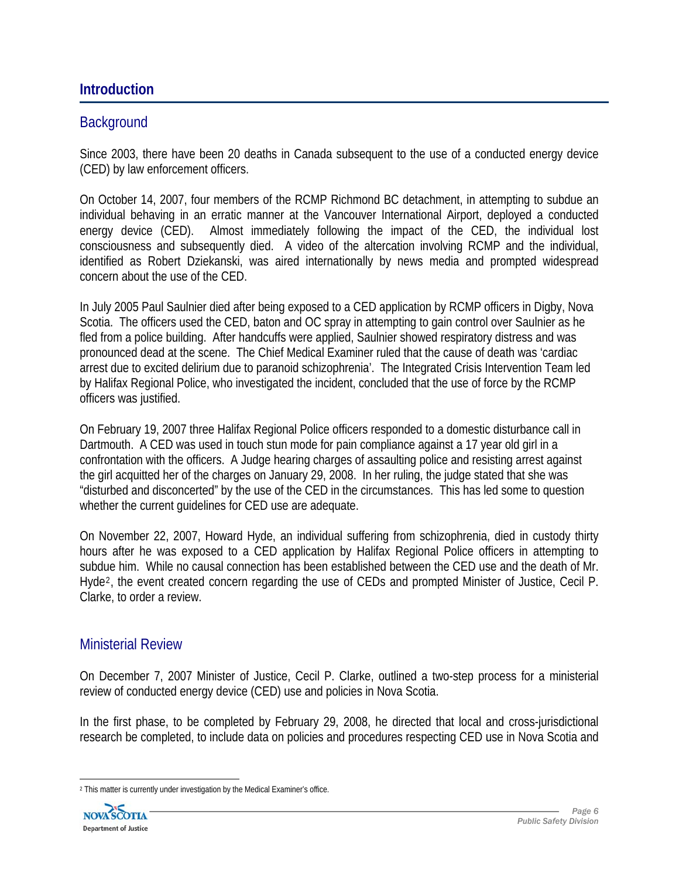# Introduction

## Background

Since 2003, there have been 20 deaths in Canada subsequent to the use of a conducted energy device (CED) by law enforcement officers.

On October 14, 2007, four members of the RCMP Richmond BC detachment, in attempting to subdue an individual behaving in an erratic manner at the Vancouver International Airport, deployed a conducted energy device (CED). Almost immediately following the impact of the CED, the individual lost consciousness and subsequently died. A video of the altercation involving RCMP and the individual, identified as Robert Dziekanski, was aired internationally by news media and prompted widespread concern about the use of the CED.

In July 2005 Paul Saulnier died after being exposed to a CED application by RCMP officers in Digby, Nova Scotia. The officers used the CED, baton and OC spray in attempting to gain control over Saulnier as he fled from a police building. After handcuffs were applied, Saulnier showed respiratory distress and was pronounced dead at the scene. The Chief Medical Examiner ruled that the cause of death was 'cardiac arrest due to excited delirium due to paranoid schizophrenia'. The Integrated Crisis Intervention Team led by Halifax Regional Police, who investigated the incident, concluded that the use of force by the RCMP officers was justified.

On February 19, 2007 three Halifax Regional Police officers responded to a domestic disturbance call in Dartmouth. A CED was used in touch stun mode for pain compliance against a 17 year old girl in a confrontation with the officers. A Judge hearing charges of assaulting police and resisting arrest against the girl acquitted her of the charges on January 29, 2008. In her ruling, the judge stated that she was "disturbed and disconcerted" by the use of the CED in the circumstances. This has led some to question whether the current guidelines for CED use are adequate.

On November 22, 2007, Howard Hyde, an individual suffering from schizophrenia, died in custody thirty hours after he was exposed to a CED application by Halifax Regional Police officers in attempting to subdue him. While no causal connection has been established between the CED use and the death of Mr. Hyde[2], the event created concern regarding the use of CEDs and prompted Minister of Justice, Cecil P. Clarke, to order a review.

## Ministerial Review

On December 7, 2007 Minister of Justice, Cecil P. Clarke, outlined a two-step process for a ministerial review of conducted energy device (CED) use and policies in Nova Scotia.

In the first phase, to be completed by February 29, 2008, he directed that local and cross-jurisdictional research be completed, to include data on policies and procedures respecting CED use in Nova Scotia and

[2] This matter is currently under investigation by the Medical Examiner's office.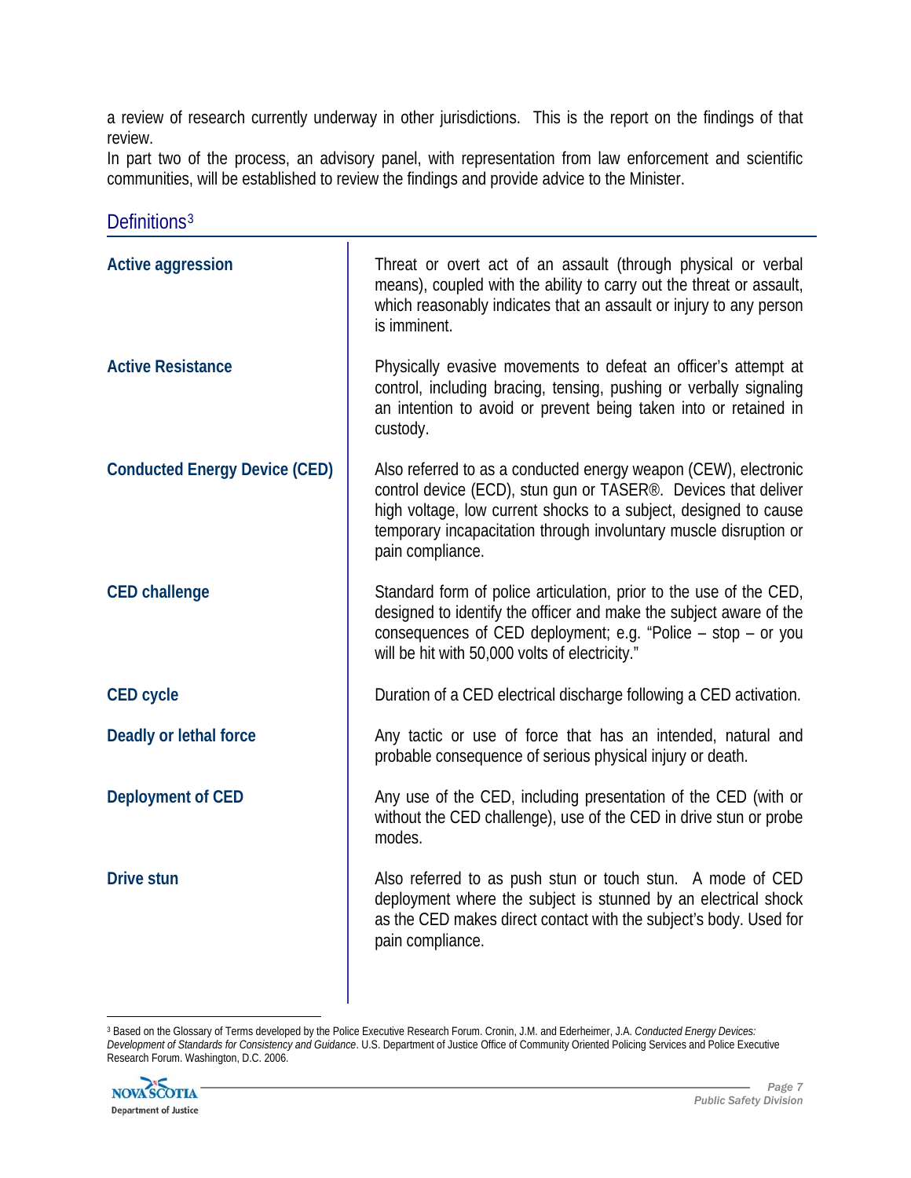a review of research currently underway in other jurisdictions. This is the report on the findings of that review.

In part two of the process, an advisory panel, with representation from law enforcement and scientific communities, will be established to review the findings and provide advice to the Minister.

## Definitions[3]

| | |
|---|---|
| **Active aggression** | Threat or overt act of an assault (through physical or verbal means), coupled with the ability to carry out the threat or assault, which reasonably indicates that an assault or injury to any person is imminent. |
| **Active Resistance** | Physically evasive movements to defeat an officer's attempt at control, including bracing, tensing, pushing or verbally signaling an intention to avoid or prevent being taken into or retained in custody. |
| **Conducted Energy Device (CED)** | Also referred to as a conducted energy weapon (CEW), electronic control device (ECD), stun gun or TASER®. Devices that deliver high voltage, low current shocks to a subject, designed to cause temporary incapacitation through involuntary muscle disruption or pain compliance. |
| **CED challenge** | Standard form of police articulation, prior to the use of the CED, designed to identify the officer and make the subject aware of the consequences of CED deployment; e.g. "Police – stop – or you will be hit with 50,000 volts of electricity." |
| **CED cycle** | Duration of a CED electrical discharge following a CED activation. |
| **Deadly or lethal force** | Any tactic or use of force that has an intended, natural and probable consequence of serious physical injury or death. |
| **Deployment of CED** | Any use of the CED, including presentation of the CED (with or without the CED challenge), use of the CED in drive stun or probe modes. |
| **Drive stun** | Also referred to as push stun or touch stun. A mode of CED deployment where the subject is stunned by an electrical shock as the CED makes direct contact with the subject's body. Used for pain compliance. |

[3] Based on the Glossary of Terms developed by the Police Executive Research Forum. Cronin, J.M. and Ederheimer, J.A. *Conducted Energy Devices: Development of Standards for Consistency and Guidance*. U.S. Department of Justice Office of Community Oriented Policing Services and Police Executive Research Forum. Washington, D.C. 2006.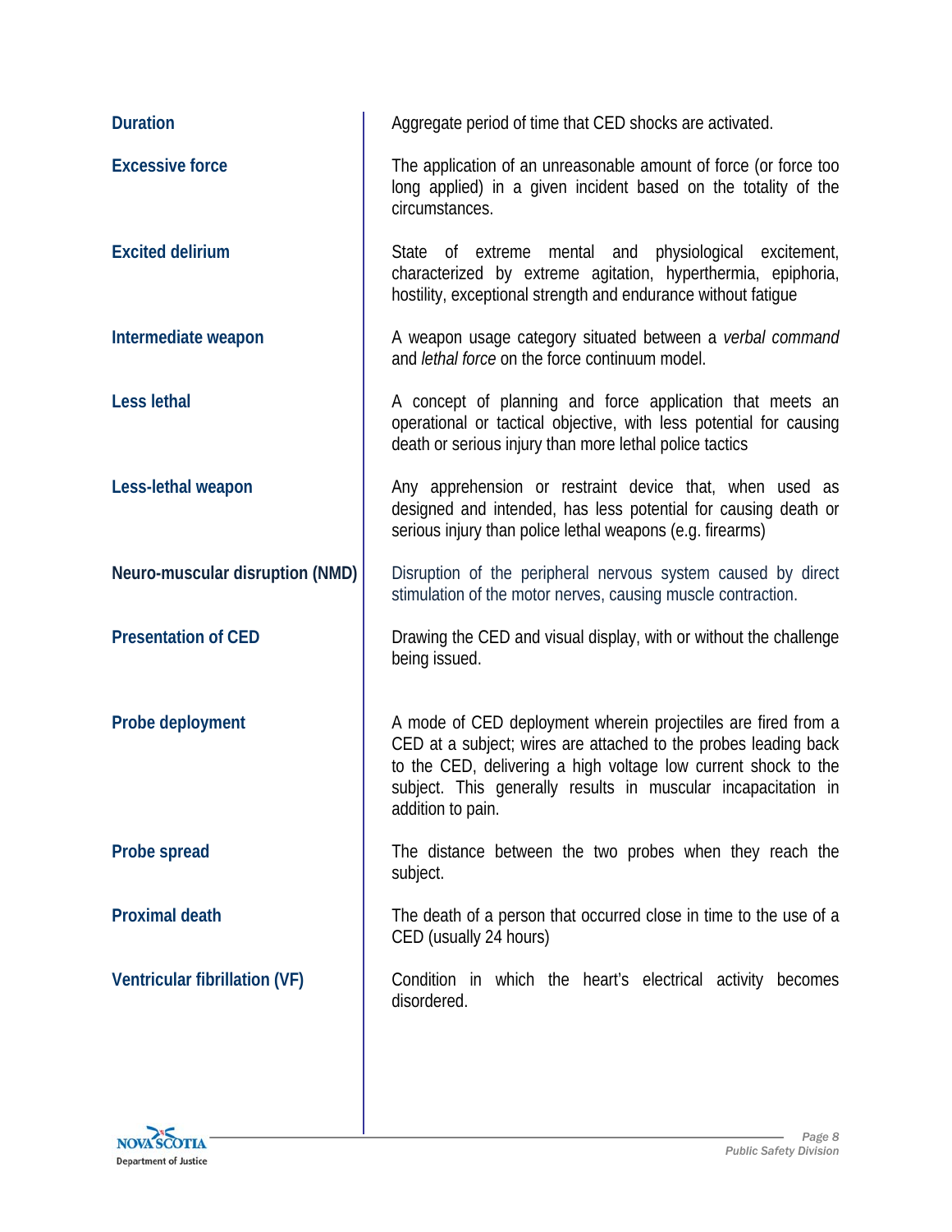| | |
|---|---|
| **Duration** | Aggregate period of time that CED shocks are activated. |
| **Excessive force** | The application of an unreasonable amount of force (or force too long applied) in a given incident based on the totality of the circumstances. |
| **Excited delirium** | State of extreme mental and physiological excitement, characterized by extreme agitation, hyperthermia, epiphoria, hostility, exceptional strength and endurance without fatigue |
| **Intermediate weapon** | A weapon usage category situated between a *verbal command* and *lethal force* on the force continuum model. |
| **Less lethal** | A concept of planning and force application that meets an operational or tactical objective, with less potential for causing death or serious injury than more lethal police tactics |
| **Less-lethal weapon** | Any apprehension or restraint device that, when used as designed and intended, has less potential for causing death or serious injury than police lethal weapons (e.g. firearms) |
| **Neuro-muscular disruption (NMD)** | Disruption of the peripheral nervous system caused by direct stimulation of the motor nerves, causing muscle contraction. |
| **Presentation of CED** | Drawing the CED and visual display, with or without the challenge being issued. |
| **Probe deployment** | A mode of CED deployment wherein projectiles are fired from a CED at a subject; wires are attached to the probes leading back to the CED, delivering a high voltage low current shock to the subject. This generally results in muscular incapacitation in addition to pain. |
| **Probe spread** | The distance between the two probes when they reach the subject. |
| **Proximal death** | The death of a person that occurred close in time to the use of a CED (usually 24 hours) |
| **Ventricular fibrillation (VF)** | Condition in which the heart's electrical activity becomes disordered. |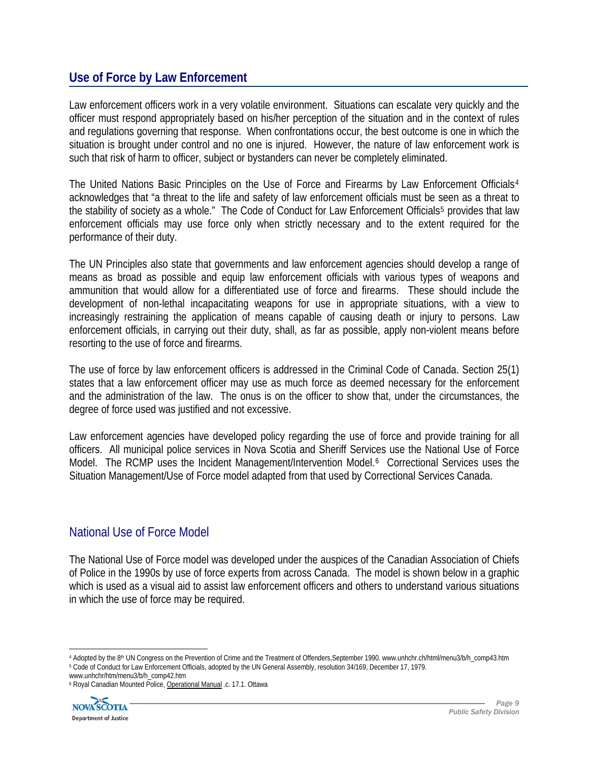## Use of Force by Law Enforcement

Law enforcement officers work in a very volatile environment. Situations can escalate very quickly and the officer must respond appropriately based on his/her perception of the situation and in the context of rules and regulations governing that response. When confrontations occur, the best outcome is one in which the situation is brought under control and no one is injured. However, the nature of law enforcement work is such that risk of harm to officer, subject or bystanders can never be completely eliminated.

The United Nations Basic Principles on the Use of Force and Firearms by Law Enforcement Officials[4] acknowledges that "a threat to the life and safety of law enforcement officials must be seen as a threat to the stability of society as a whole." The Code of Conduct for Law Enforcement Officials[5] provides that law enforcement officials may use force only when strictly necessary and to the extent required for the performance of their duty.

The UN Principles also state that governments and law enforcement agencies should develop a range of means as broad as possible and equip law enforcement officials with various types of weapons and ammunition that would allow for a differentiated use of force and firearms. These should include the development of non-lethal incapacitating weapons for use in appropriate situations, with a view to increasingly restraining the application of means capable of causing death or injury to persons. Law enforcement officials, in carrying out their duty, shall, as far as possible, apply non-violent means before resorting to the use of force and firearms.

The use of force by law enforcement officers is addressed in the Criminal Code of Canada. Section 25(1) states that a law enforcement officer may use as much force as deemed necessary for the enforcement and the administration of the law. The onus is on the officer to show that, under the circumstances, the degree of force used was justified and not excessive.

Law enforcement agencies have developed policy regarding the use of force and provide training for all officers. All municipal police services in Nova Scotia and Sheriff Services use the National Use of Force Model. The RCMP uses the Incident Management/Intervention Model.[6] Correctional Services uses the Situation Management/Use of Force model adapted from that used by Correctional Services Canada.

### National Use of Force Model

The National Use of Force model was developed under the auspices of the Canadian Association of Chiefs of Police in the 1990s by use of force experts from across Canada. The model is shown below in a graphic which is used as a visual aid to assist law enforcement officers and others to understand various situations in which the use of force may be required.

---

[4] Adopted by the 8th UN Congress on the Prevention of Crime and the Treatment of Offenders,September 1990. www.unhchr.ch/html/menu3/b/h_comp43.htm

[5] Code of Conduct for Law Enforcement Officials, adopted by the UN General Assembly, resolution 34/169, December 17, 1979. www.unhchr/htm/menu3/b/h_comp42.htm

[6] Royal Canadian Mounted Police, Operational Manual .c. 17.1. Ottawa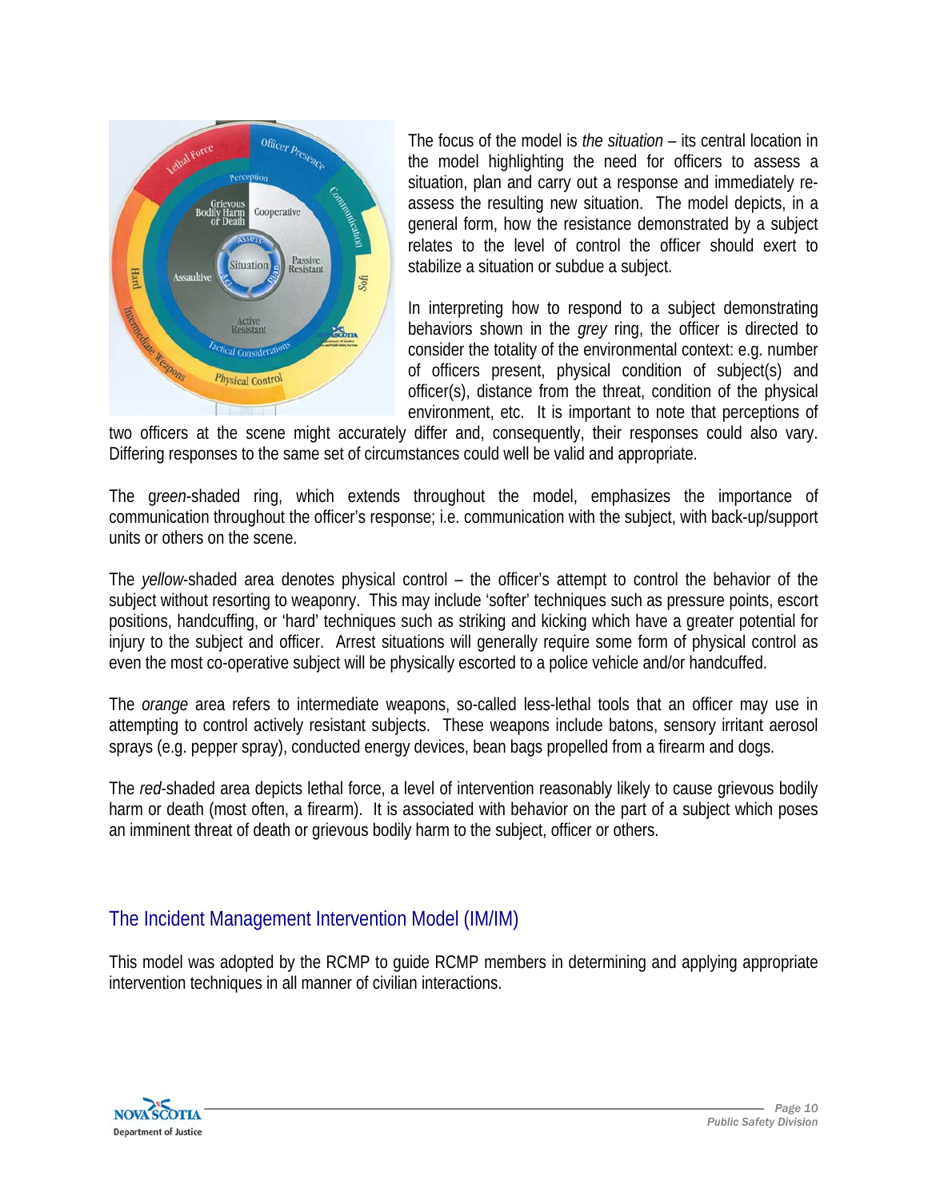The focus of the model is *the situation* – its central location in the model highlighting the need for officers to assess a situation, plan and carry out a response and immediately re-assess the resulting new situation. The model depicts, in a general form, how the resistance demonstrated by a subject relates to the level of control the officer should exert to stabilize a situation or subdue a subject.

In interpreting how to respond to a subject demonstrating behaviors shown in the *grey* ring, the officer is directed to consider the totality of the environmental context: e.g. number of officers present, physical condition of subject(s) and officer(s), distance from the threat, condition of the physical environment, etc. It is important to note that perceptions of two officers at the scene might accurately differ and, consequently, their responses could also vary. Differing responses to the same set of circumstances could well be valid and appropriate.

The g*reen*-shaded ring, which extends throughout the model, emphasizes the importance of communication throughout the officer's response; i.e. communication with the subject, with back-up/support units or others on the scene.

The *yellow*-shaded area denotes physical control – the officer's attempt to control the behavior of the subject without resorting to weaponry. This may include 'softer' techniques such as pressure points, escort positions, handcuffing, or 'hard' techniques such as striking and kicking which have a greater potential for injury to the subject and officer. Arrest situations will generally require some form of physical control as even the most co-operative subject will be physically escorted to a police vehicle and/or handcuffed.

The *orange* area refers to intermediate weapons, so-called less-lethal tools that an officer may use in attempting to control actively resistant subjects. These weapons include batons, sensory irritant aerosol sprays (e.g. pepper spray), conducted energy devices, bean bags propelled from a firearm and dogs.

The *red*-shaded area depicts lethal force, a level of intervention reasonably likely to cause grievous bodily harm or death (most often, a firearm). It is associated with behavior on the part of a subject which poses an imminent threat of death or grievous bodily harm to the subject, officer or others.

## The Incident Management Intervention Model (IM/IM)

This model was adopted by the RCMP to guide RCMP members in determining and applying appropriate intervention techniques in all manner of civilian interactions.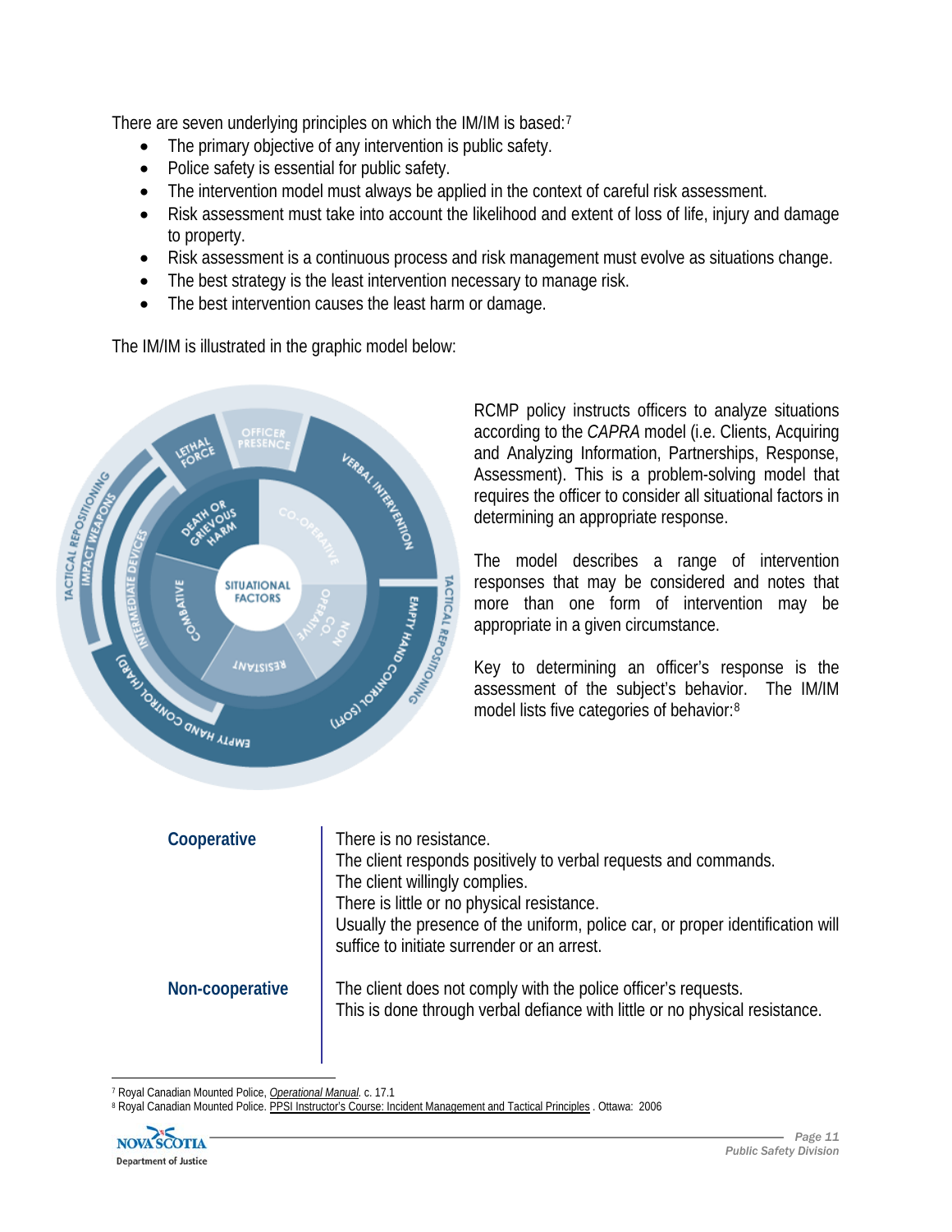There are seven underlying principles on which the IM/IM is based:[7]

- The primary objective of any intervention is public safety.
- Police safety is essential for public safety.
- The intervention model must always be applied in the context of careful risk assessment.
- Risk assessment must take into account the likelihood and extent of loss of life, injury and damage to property.
- Risk assessment is a continuous process and risk management must evolve as situations change.
- The best strategy is the least intervention necessary to manage risk.
- The best intervention causes the least harm or damage.

The IM/IM is illustrated in the graphic model below:

RCMP policy instructs officers to analyze situations according to the *CAPRA* model (i.e. Clients, Acquiring and Analyzing Information, Partnerships, Response, Assessment). This is a problem-solving model that requires the officer to consider all situational factors in determining an appropriate response.

The model describes a range of intervention responses that may be considered and notes that more than one form of intervention may be appropriate in a given circumstance.

Key to determining an officer's response is the assessment of the subject's behavior. The IM/IM model lists five categories of behavior:[8]

| | |
|---|---|
| **Cooperative** | There is no resistance.<br>The client responds positively to verbal requests and commands.<br>The client willingly complies.<br>There is little or no physical resistance.<br>Usually the presence of the uniform, police car, or proper identification will suffice to initiate surrender or an arrest. |
| **Non-cooperative** | The client does not comply with the police officer's requests.<br>This is done through verbal defiance with little or no physical resistance. |

[7] Royal Canadian Mounted Police, *Operational Manual.* c. 17.1

[8] Royal Canadian Mounted Police. PPSI Instructor's Course: Incident Management and Tactical Principles . Ottawa: 2006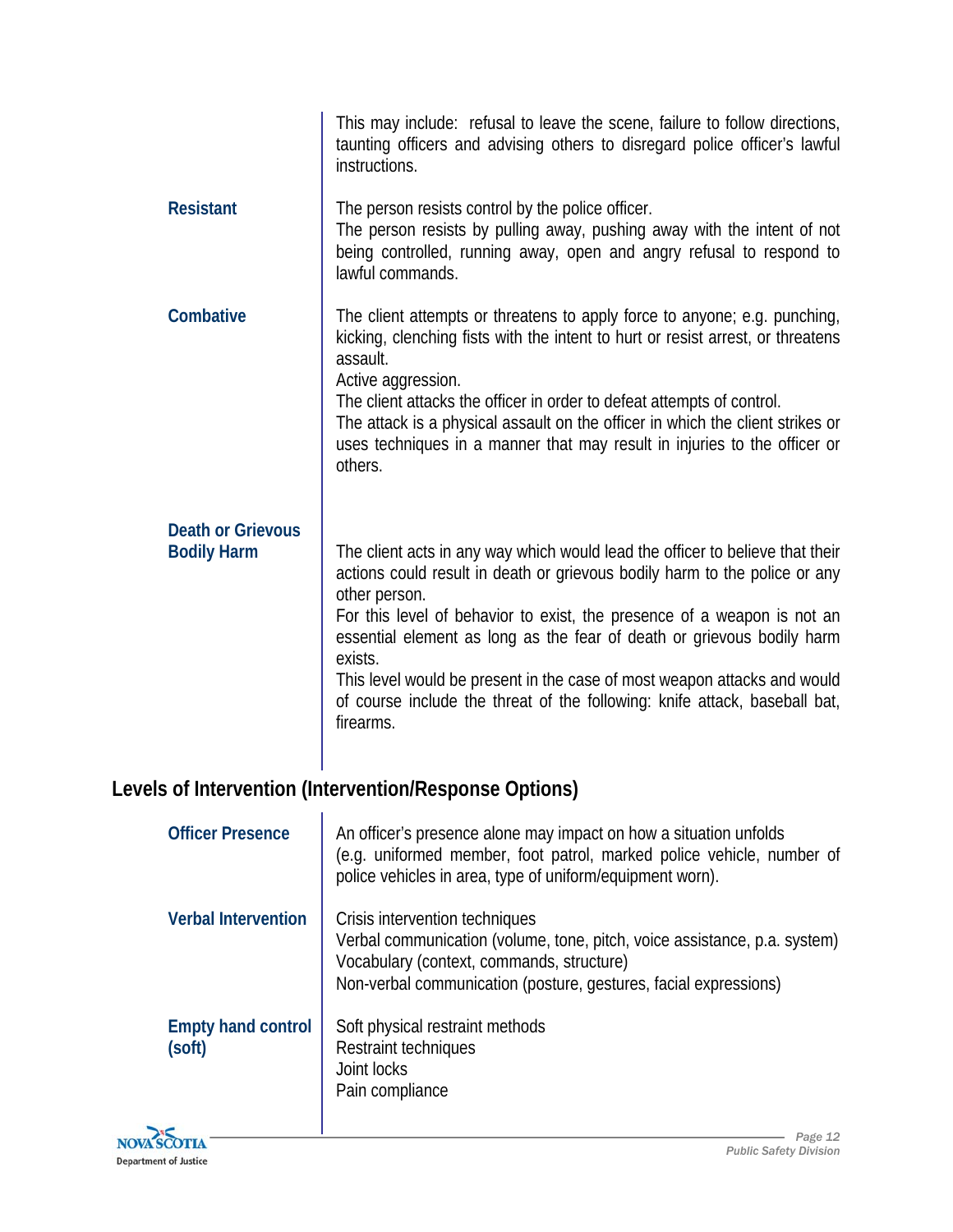| | |
|---|---|
| | This may include: refusal to leave the scene, failure to follow directions, taunting officers and advising others to disregard police officer's lawful instructions. |
| **Resistant** | The person resists control by the police officer.<br>The person resists by pulling away, pushing away with the intent of not being controlled, running away, open and angry refusal to respond to lawful commands. |
| **Combative** | The client attempts or threatens to apply force to anyone; e.g. punching, kicking, clenching fists with the intent to hurt or resist arrest, or threatens assault.<br>Active aggression.<br>The client attacks the officer in order to defeat attempts of control.<br>The attack is a physical assault on the officer in which the client strikes or uses techniques in a manner that may result in injuries to the officer or others. |
| **Death or Grievous Bodily Harm** | The client acts in any way which would lead the officer to believe that their actions could result in death or grievous bodily harm to the police or any other person.<br>For this level of behavior to exist, the presence of a weapon is not an essential element as long as the fear of death or grievous bodily harm exists.<br>This level would be present in the case of most weapon attacks and would of course include the threat of the following: knife attack, baseball bat, firearms. |

## Levels of Intervention (Intervention/Response Options)

| | |
|---|---|
| **Officer Presence** | An officer's presence alone may impact on how a situation unfolds (e.g. uniformed member, foot patrol, marked police vehicle, number of police vehicles in area, type of uniform/equipment worn). |
| **Verbal Intervention** | Crisis intervention techniques<br>Verbal communication (volume, tone, pitch, voice assistance, p.a. system)<br>Vocabulary (context, commands, structure)<br>Non-verbal communication (posture, gestures, facial expressions) |
| **Empty hand control (soft)** | Soft physical restraint methods<br>Restraint techniques<br>Joint locks<br>Pain compliance |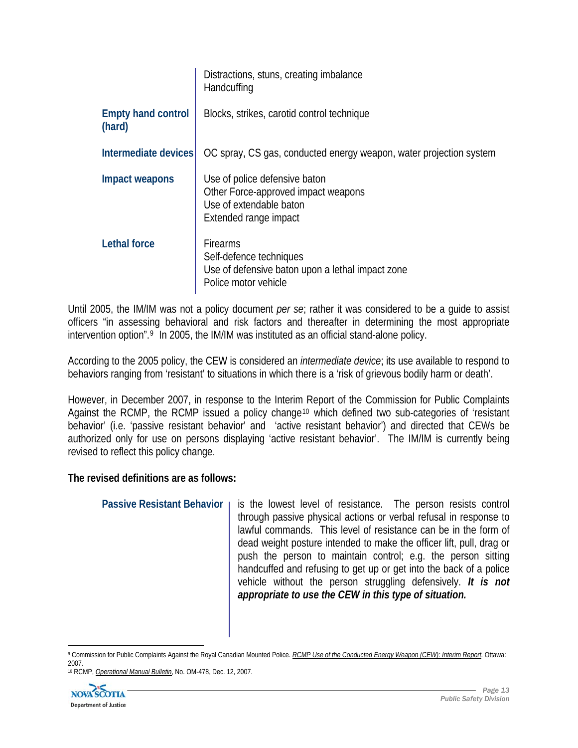| | |
|---|---|
| | Distractions, stuns, creating imbalance<br>Handcuffing |
| **Empty hand control (hard)** | Blocks, strikes, carotid control technique |
| **Intermediate devices** | OC spray, CS gas, conducted energy weapon, water projection system |
| **Impact weapons** | Use of police defensive baton<br>Other Force-approved impact weapons<br>Use of extendable baton<br>Extended range impact |
| **Lethal force** | Firearms<br>Self-defence techniques<br>Use of defensive baton upon a lethal impact zone<br>Police motor vehicle |

Until 2005, the IM/IM was not a policy document *per se*; rather it was considered to be a guide to assist officers "in assessing behavioral and risk factors and thereafter in determining the most appropriate intervention option".[9] In 2005, the IM/IM was instituted as an official stand-alone policy.

According to the 2005 policy, the CEW is considered an *intermediate device*; its use available to respond to behaviors ranging from 'resistant' to situations in which there is a 'risk of grievous bodily harm or death'.

However, in December 2007, in response to the Interim Report of the Commission for Public Complaints Against the RCMP, the RCMP issued a policy change[10] which defined two sub-categories of 'resistant behavior' (i.e. 'passive resistant behavior' and 'active resistant behavior') and directed that CEWs be authorized only for use on persons displaying 'active resistant behavior'. The IM/IM is currently being revised to reflect this policy change.

**The revised definitions are as follows:**

| | |
|---|---|
| **Passive Resistant Behavior** | is the lowest level of resistance. The person resists control through passive physical actions or verbal refusal in response to lawful commands. This level of resistance can be in the form of dead weight posture intended to make the officer lift, pull, drag or push the person to maintain control; e.g. the person sitting handcuffed and refusing to get up or get into the back of a police vehicle without the person struggling defensively. ***It is not appropriate to use the CEW in this type of situation.*** |

---

[9] Commission for Public Complaints Against the Royal Canadian Mounted Police. *RCMP Use of the Conducted Energy Weapon (CEW): Interim Report.* Ottawa: 2007.

[10] RCMP, *Operational Manual Bulletin*, No. OM-478, Dec. 12, 2007.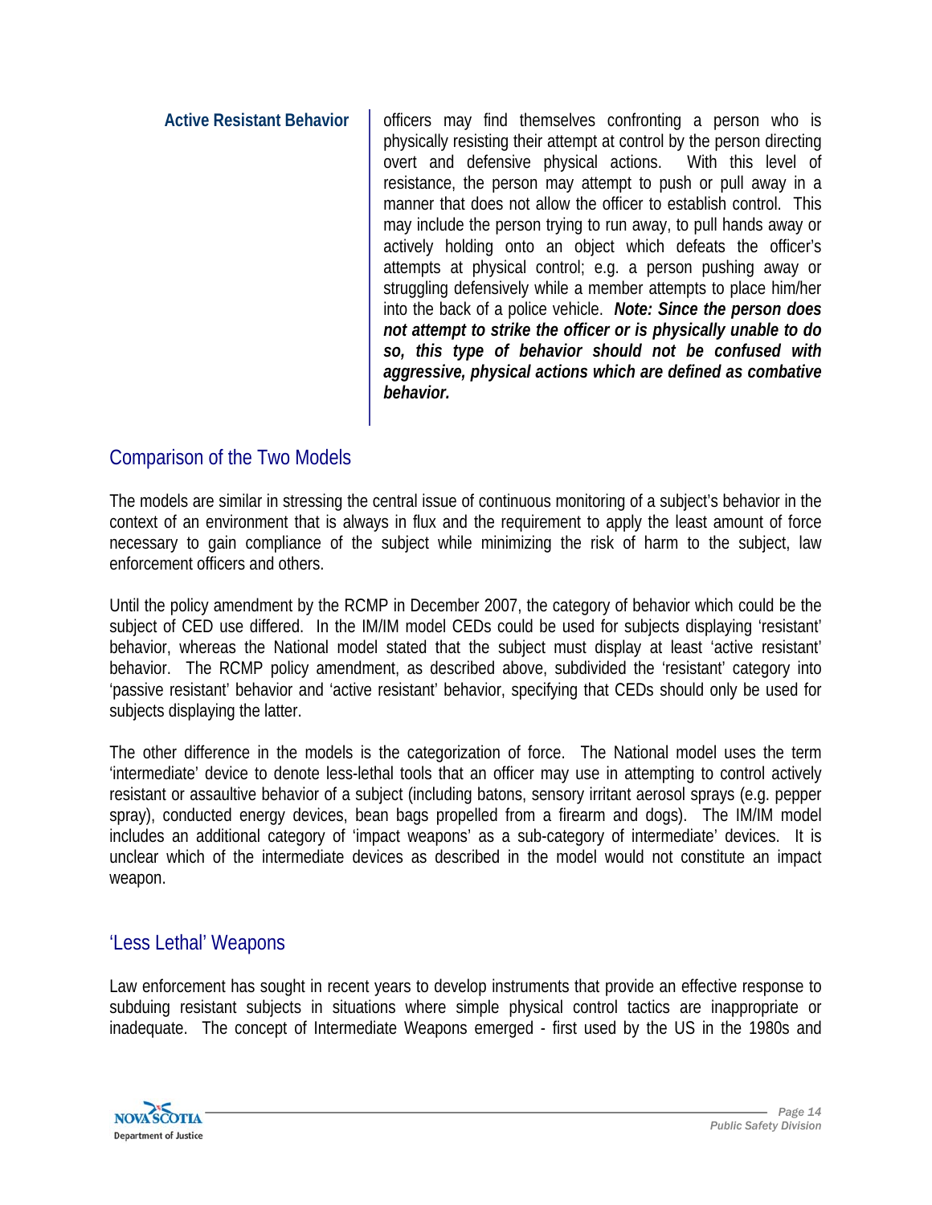**Active Resistant Behavior**

officers may find themselves confronting a person who is physically resisting their attempt at control by the person directing overt and defensive physical actions. With this level of resistance, the person may attempt to push or pull away in a manner that does not allow the officer to establish control. This may include the person trying to run away, to pull hands away or actively holding onto an object which defeats the officer's attempts at physical control; e.g. a person pushing away or struggling defensively while a member attempts to place him/her into the back of a police vehicle. ***Note: Since the person does not attempt to strike the officer or is physically unable to do so, this type of behavior should not be confused with aggressive, physical actions which are defined as combative behavior.***

## Comparison of the Two Models

The models are similar in stressing the central issue of continuous monitoring of a subject's behavior in the context of an environment that is always in flux and the requirement to apply the least amount of force necessary to gain compliance of the subject while minimizing the risk of harm to the subject, law enforcement officers and others.

Until the policy amendment by the RCMP in December 2007, the category of behavior which could be the subject of CED use differed. In the IM/IM model CEDs could be used for subjects displaying 'resistant' behavior, whereas the National model stated that the subject must display at least 'active resistant' behavior. The RCMP policy amendment, as described above, subdivided the 'resistant' category into 'passive resistant' behavior and 'active resistant' behavior, specifying that CEDs should only be used for subjects displaying the latter.

The other difference in the models is the categorization of force. The National model uses the term 'intermediate' device to denote less-lethal tools that an officer may use in attempting to control actively resistant or assaultive behavior of a subject (including batons, sensory irritant aerosol sprays (e.g. pepper spray), conducted energy devices, bean bags propelled from a firearm and dogs). The IM/IM model includes an additional category of 'impact weapons' as a sub-category of intermediate' devices. It is unclear which of the intermediate devices as described in the model would not constitute an impact weapon.

## 'Less Lethal' Weapons

Law enforcement has sought in recent years to develop instruments that provide an effective response to subduing resistant subjects in situations where simple physical control tactics are inappropriate or inadequate. The concept of Intermediate Weapons emerged - first used by the US in the 1980s and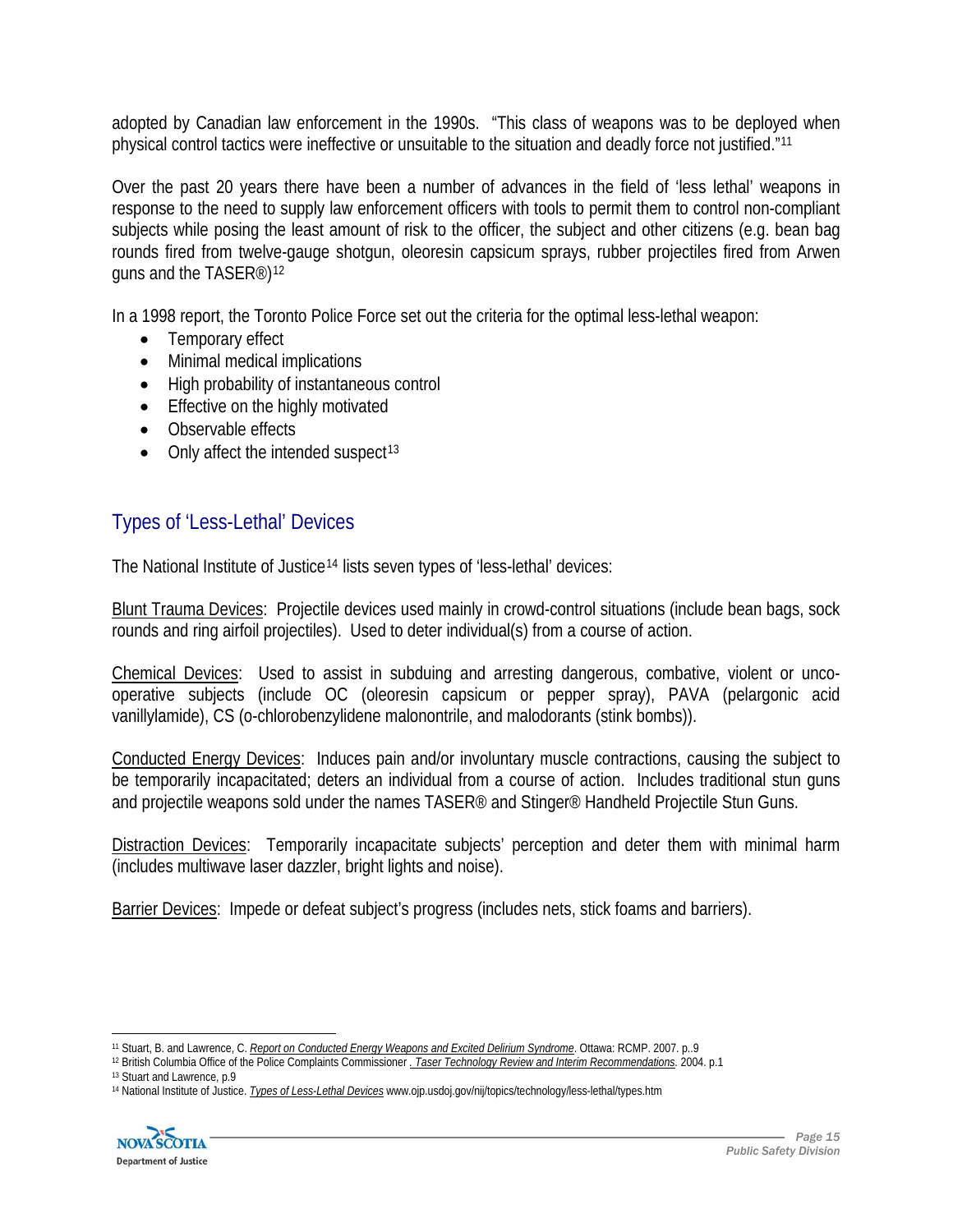adopted by Canadian law enforcement in the 1990s. "This class of weapons was to be deployed when physical control tactics were ineffective or unsuitable to the situation and deadly force not justified."[11]

Over the past 20 years there have been a number of advances in the field of 'less lethal' weapons in response to the need to supply law enforcement officers with tools to permit them to control non-compliant subjects while posing the least amount of risk to the officer, the subject and other citizens (e.g. bean bag rounds fired from twelve-gauge shotgun, oleoresin capsicum sprays, rubber projectiles fired from Arwen guns and the TASER®)[12]

In a 1998 report, the Toronto Police Force set out the criteria for the optimal less-lethal weapon:

- Temporary effect
- Minimal medical implications
- High probability of instantaneous control
- Effective on the highly motivated
- Observable effects
- Only affect the intended suspect[13]

## Types of 'Less-Lethal' Devices

The National Institute of Justice[14] lists seven types of 'less-lethal' devices:

Blunt Trauma Devices: Projectile devices used mainly in crowd-control situations (include bean bags, sock rounds and ring airfoil projectiles). Used to deter individual(s) from a course of action.

Chemical Devices: Used to assist in subduing and arresting dangerous, combative, violent or unco-operative subjects (include OC (oleoresin capsicum or pepper spray), PAVA (pelargonic acid vanillylamide), CS (o-chlorobenzylidene malonontrile, and malodorants (stink bombs)).

Conducted Energy Devices: Induces pain and/or involuntary muscle contractions, causing the subject to be temporarily incapacitated; deters an individual from a course of action. Includes traditional stun guns and projectile weapons sold under the names TASER® and Stinger® Handheld Projectile Stun Guns.

Distraction Devices: Temporarily incapacitate subjects' perception and deter them with minimal harm (includes multiwave laser dazzler, bright lights and noise).

Barrier Devices: Impede or defeat subject's progress (includes nets, stick foams and barriers).

---

[11] Stuart, B. and Lawrence, C. *Report on Conducted Energy Weapons and Excited Delirium Syndrome*. Ottawa: RCMP. 2007. p..9

[12] British Columbia Office of the Police Complaints Commissioner *. Taser Technology Review and Interim Recommendations.* 2004. p.1

[13] Stuart and Lawrence, p.9

[14] National Institute of Justice. *Types of Less-Lethal Devices* www.ojp.usdoj.gov/nij/topics/technology/less-lethal/types.htm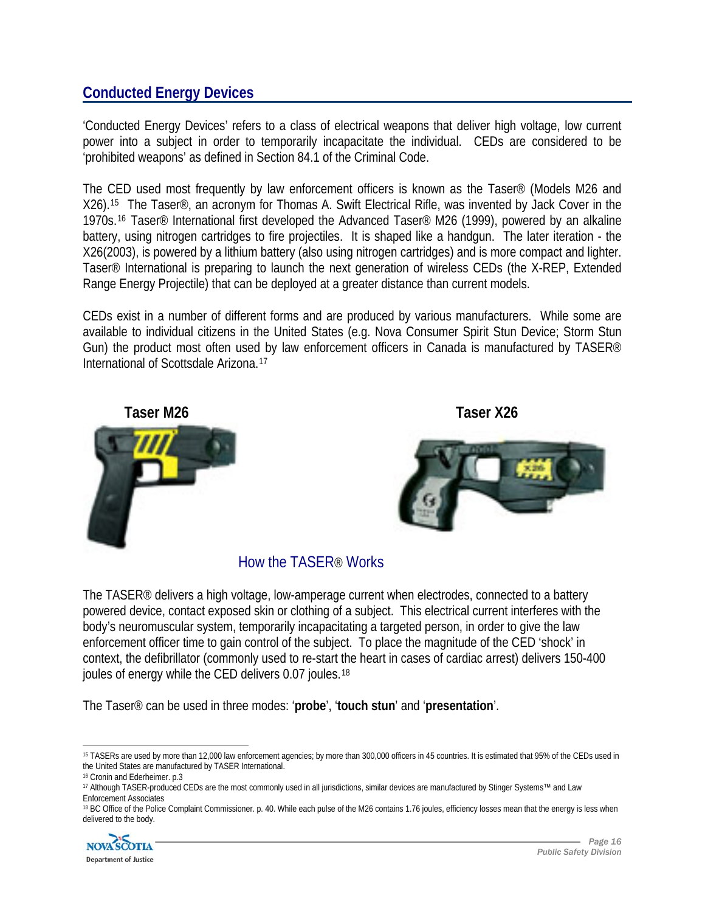## Conducted Energy Devices

'Conducted Energy Devices' refers to a class of electrical weapons that deliver high voltage, low current power into a subject in order to temporarily incapacitate the individual. CEDs are considered to be 'prohibited weapons' as defined in Section 84.1 of the Criminal Code.

The CED used most frequently by law enforcement officers is known as the Taser® (Models M26 and X26).[15] The Taser®, an acronym for Thomas A. Swift Electrical Rifle, was invented by Jack Cover in the 1970s.[16] Taser® International first developed the Advanced Taser® M26 (1999), powered by an alkaline battery, using nitrogen cartridges to fire projectiles. It is shaped like a handgun. The later iteration - the X26(2003), is powered by a lithium battery (also using nitrogen cartridges) and is more compact and lighter. Taser® International is preparing to launch the next generation of wireless CEDs (the X-REP, Extended Range Energy Projectile) that can be deployed at a greater distance than current models.

CEDs exist in a number of different forms and are produced by various manufacturers. While some are available to individual citizens in the United States (e.g. Nova Consumer Spirit Stun Device; Storm Stun Gun) the product most often used by law enforcement officers in Canada is manufactured by TASER® International of Scottsdale Arizona.[17]

**Taser M26**

**Taser X26**

### How the TASER® Works

The TASER® delivers a high voltage, low-amperage current when electrodes, connected to a battery powered device, contact exposed skin or clothing of a subject. This electrical current interferes with the body's neuromuscular system, temporarily incapacitating a targeted person, in order to give the law enforcement officer time to gain control of the subject. To place the magnitude of the CED 'shock' in context, the defibrillator (commonly used to re-start the heart in cases of cardiac arrest) delivers 150-400 joules of energy while the CED delivers 0.07 joules.[18]

The Taser® can be used in three modes: '**probe**', '**touch stun**' and '**presentation**'.

---

[15] TASERs are used by more than 12,000 law enforcement agencies; by more than 300,000 officers in 45 countries. It is estimated that 95% of the CEDs used in the United States are manufactured by TASER International.

[16] Cronin and Ederheimer. p.3

[17] Although TASER-produced CEDs are the most commonly used in all jurisdictions, similar devices are manufactured by Stinger Systems™ and Law Enforcement Associates

[18] BC Office of the Police Complaint Commissioner. p. 40. While each pulse of the M26 contains 1.76 joules, efficiency losses mean that the energy is less when delivered to the body.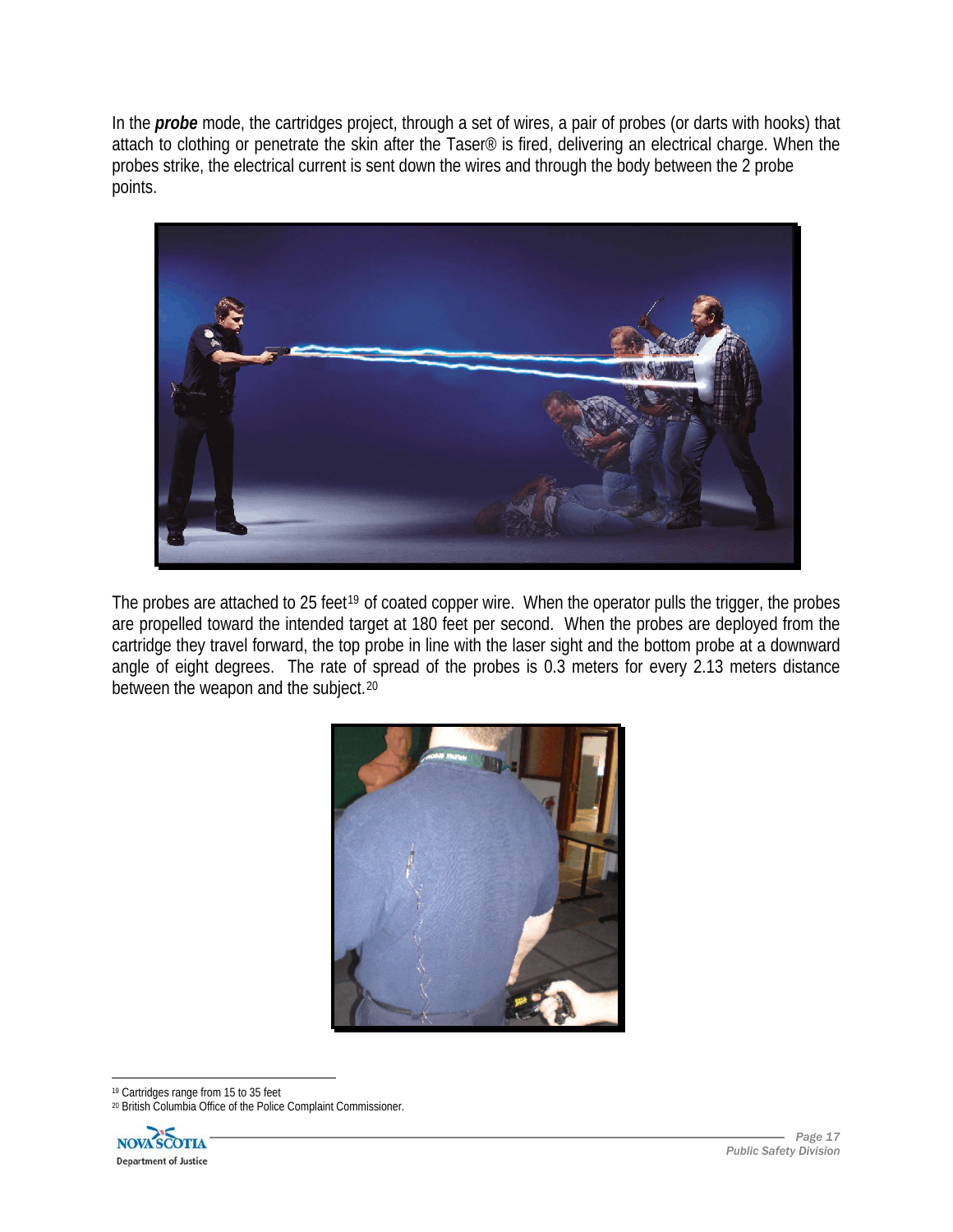In the ***probe*** mode, the cartridges project, through a set of wires, a pair of probes (or darts with hooks) that attach to clothing or penetrate the skin after the Taser® is fired, delivering an electrical charge. When the probes strike, the electrical current is sent down the wires and through the body between the 2 probe points.

The probes are attached to 25 feet[19] of coated copper wire. When the operator pulls the trigger, the probes are propelled toward the intended target at 180 feet per second. When the probes are deployed from the cartridge they travel forward, the top probe in line with the laser sight and the bottom probe at a downward angle of eight degrees. The rate of spread of the probes is 0.3 meters for every 2.13 meters distance between the weapon and the subject.[20]

---

[19] Cartridges range from 15 to 35 feet

[20] British Columbia Office of the Police Complaint Commissioner.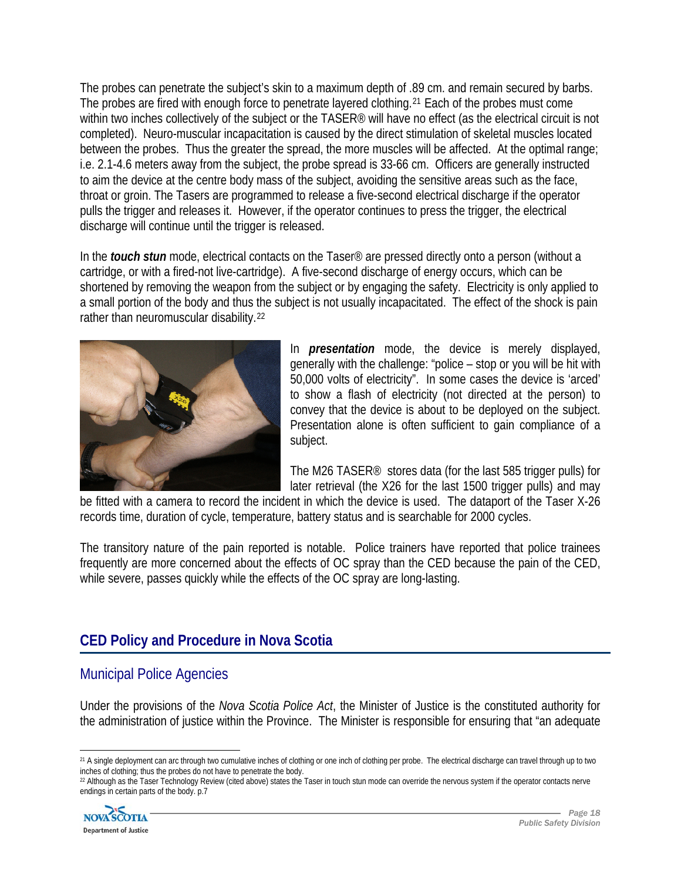The probes can penetrate the subject's skin to a maximum depth of .89 cm. and remain secured by barbs. The probes are fired with enough force to penetrate layered clothing.[21] Each of the probes must come within two inches collectively of the subject or the TASER® will have no effect (as the electrical circuit is not completed). Neuro-muscular incapacitation is caused by the direct stimulation of skeletal muscles located between the probes. Thus the greater the spread, the more muscles will be affected. At the optimal range; i.e. 2.1-4.6 meters away from the subject, the probe spread is 33-66 cm. Officers are generally instructed to aim the device at the centre body mass of the subject, avoiding the sensitive areas such as the face, throat or groin. The Tasers are programmed to release a five-second electrical discharge if the operator pulls the trigger and releases it. However, if the operator continues to press the trigger, the electrical discharge will continue until the trigger is released.

In the ***touch stun*** mode, electrical contacts on the Taser® are pressed directly onto a person (without a cartridge, or with a fired-not live-cartridge). A five-second discharge of energy occurs, which can be shortened by removing the weapon from the subject or by engaging the safety. Electricity is only applied to a small portion of the body and thus the subject is not usually incapacitated. The effect of the shock is pain rather than neuromuscular disability.[22]

In ***presentation*** mode, the device is merely displayed, generally with the challenge: "police – stop or you will be hit with 50,000 volts of electricity". In some cases the device is 'arced' to show a flash of electricity (not directed at the person) to convey that the device is about to be deployed on the subject. Presentation alone is often sufficient to gain compliance of a subject.

The M26 TASER® stores data (for the last 585 trigger pulls) for later retrieval (the X26 for the last 1500 trigger pulls) and may be fitted with a camera to record the incident in which the device is used. The dataport of the Taser X-26 records time, duration of cycle, temperature, battery status and is searchable for 2000 cycles.

The transitory nature of the pain reported is notable. Police trainers have reported that police trainees frequently are more concerned about the effects of OC spray than the CED because the pain of the CED, while severe, passes quickly while the effects of the OC spray are long-lasting.

## CED Policy and Procedure in Nova Scotia

### Municipal Police Agencies

Under the provisions of the *Nova Scotia Police Act*, the Minister of Justice is the constituted authority for the administration of justice within the Province. The Minister is responsible for ensuring that "an adequate

[21] A single deployment can arc through two cumulative inches of clothing or one inch of clothing per probe. The electrical discharge can travel through up to two inches of clothing; thus the probes do not have to penetrate the body.

[22] Although as the Taser Technology Review (cited above) states the Taser in touch stun mode can override the nervous system if the operator contacts nerve endings in certain parts of the body. p.7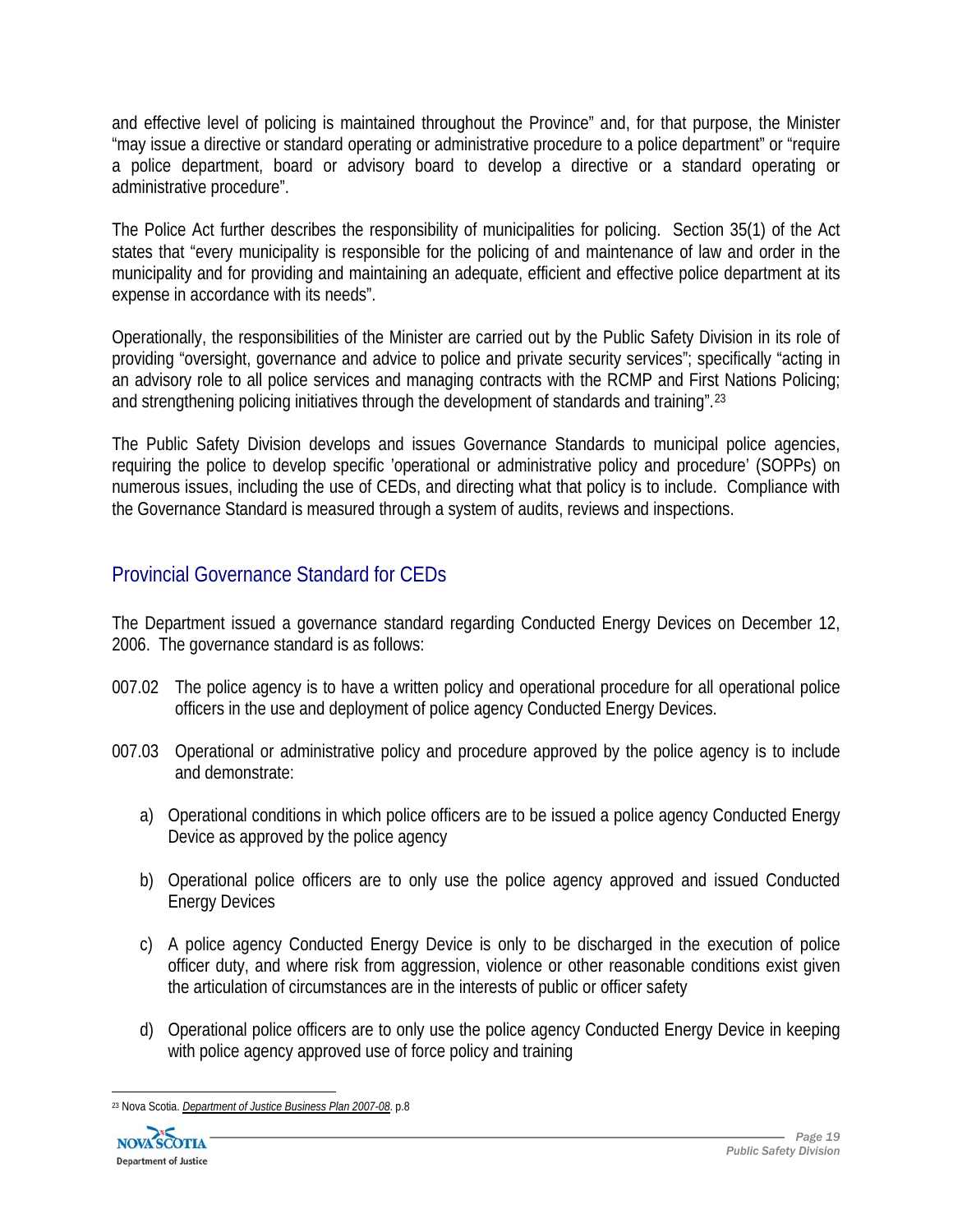and effective level of policing is maintained throughout the Province" and, for that purpose, the Minister "may issue a directive or standard operating or administrative procedure to a police department" or "require a police department, board or advisory board to develop a directive or a standard operating or administrative procedure".

The Police Act further describes the responsibility of municipalities for policing. Section 35(1) of the Act states that "every municipality is responsible for the policing of and maintenance of law and order in the municipality and for providing and maintaining an adequate, efficient and effective police department at its expense in accordance with its needs".

Operationally, the responsibilities of the Minister are carried out by the Public Safety Division in its role of providing "oversight, governance and advice to police and private security services"; specifically "acting in an advisory role to all police services and managing contracts with the RCMP and First Nations Policing; and strengthening policing initiatives through the development of standards and training".[23]

The Public Safety Division develops and issues Governance Standards to municipal police agencies, requiring the police to develop specific 'operational or administrative policy and procedure' (SOPPs) on numerous issues, including the use of CEDs, and directing what that policy is to include. Compliance with the Governance Standard is measured through a system of audits, reviews and inspections.

## Provincial Governance Standard for CEDs

The Department issued a governance standard regarding Conducted Energy Devices on December 12, 2006. The governance standard is as follows:

007.02 The police agency is to have a written policy and operational procedure for all operational police officers in the use and deployment of police agency Conducted Energy Devices.

007.03 Operational or administrative policy and procedure approved by the police agency is to include and demonstrate:

a) Operational conditions in which police officers are to be issued a police agency Conducted Energy Device as approved by the police agency

b) Operational police officers are to only use the police agency approved and issued Conducted Energy Devices

c) A police agency Conducted Energy Device is only to be discharged in the execution of police officer duty, and where risk from aggression, violence or other reasonable conditions exist given the articulation of circumstances are in the interests of public or officer safety

d) Operational police officers are to only use the police agency Conducted Energy Device in keeping with police agency approved use of force policy and training

---

[23] Nova Scotia. *Department of Justice Business Plan 2007-08*. p.8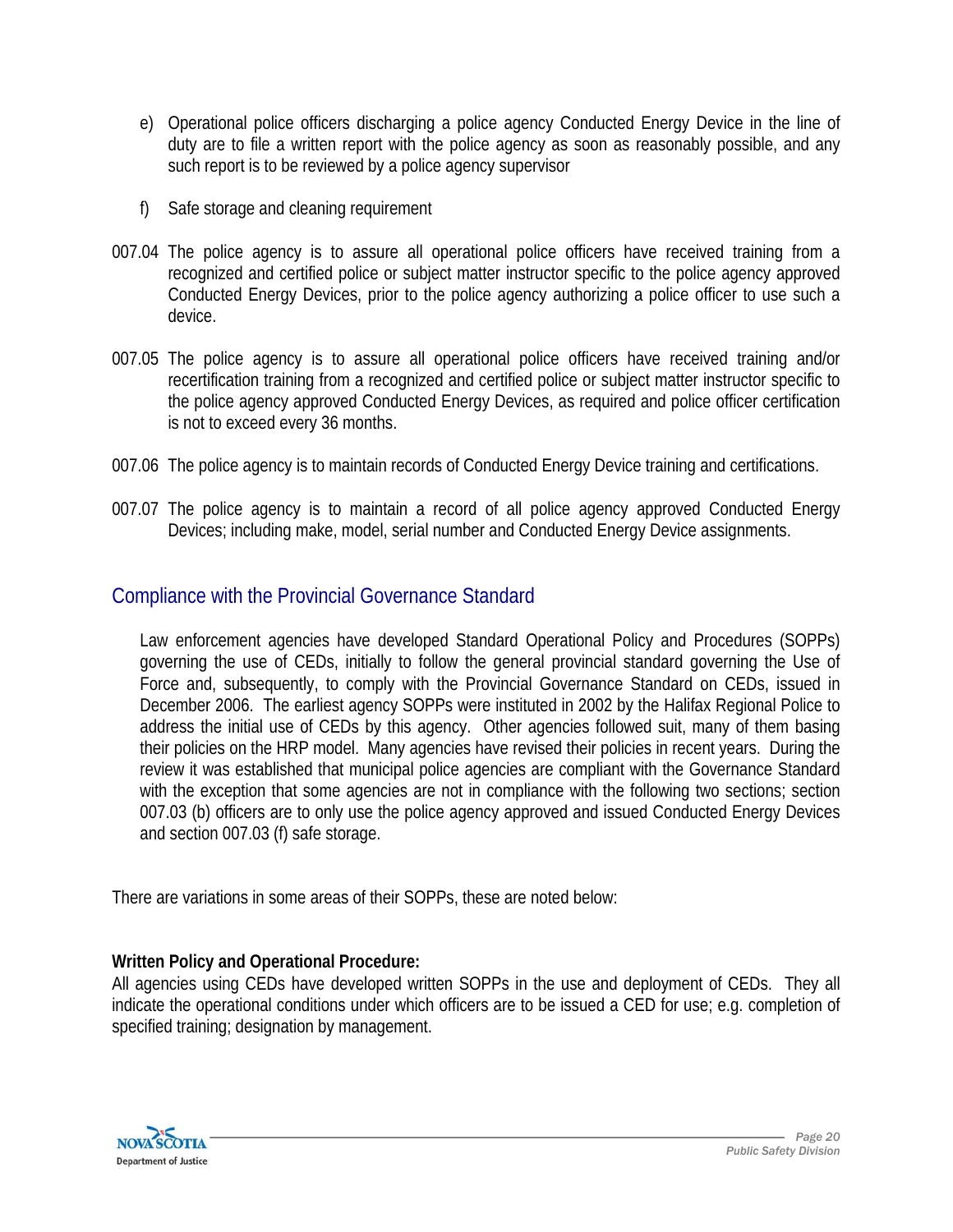e) Operational police officers discharging a police agency Conducted Energy Device in the line of duty are to file a written report with the police agency as soon as reasonably possible, and any such report is to be reviewed by a police agency supervisor

f) Safe storage and cleaning requirement

007.04 The police agency is to assure all operational police officers have received training from a recognized and certified police or subject matter instructor specific to the police agency approved Conducted Energy Devices, prior to the police agency authorizing a police officer to use such a device.

007.05 The police agency is to assure all operational police officers have received training and/or recertification training from a recognized and certified police or subject matter instructor specific to the police agency approved Conducted Energy Devices, as required and police officer certification is not to exceed every 36 months.

007.06 The police agency is to maintain records of Conducted Energy Device training and certifications.

007.07 The police agency is to maintain a record of all police agency approved Conducted Energy Devices; including make, model, serial number and Conducted Energy Device assignments.

## Compliance with the Provincial Governance Standard

Law enforcement agencies have developed Standard Operational Policy and Procedures (SOPPs) governing the use of CEDs, initially to follow the general provincial standard governing the Use of Force and, subsequently, to comply with the Provincial Governance Standard on CEDs, issued in December 2006. The earliest agency SOPPs were instituted in 2002 by the Halifax Regional Police to address the initial use of CEDs by this agency. Other agencies followed suit, many of them basing their policies on the HRP model. Many agencies have revised their policies in recent years. During the review it was established that municipal police agencies are compliant with the Governance Standard with the exception that some agencies are not in compliance with the following two sections; section 007.03 (b) officers are to only use the police agency approved and issued Conducted Energy Devices and section 007.03 (f) safe storage.

There are variations in some areas of their SOPPs, these are noted below:

**Written Policy and Operational Procedure:**
All agencies using CEDs have developed written SOPPs in the use and deployment of CEDs. They all indicate the operational conditions under which officers are to be issued a CED for use; e.g. completion of specified training; designation by management.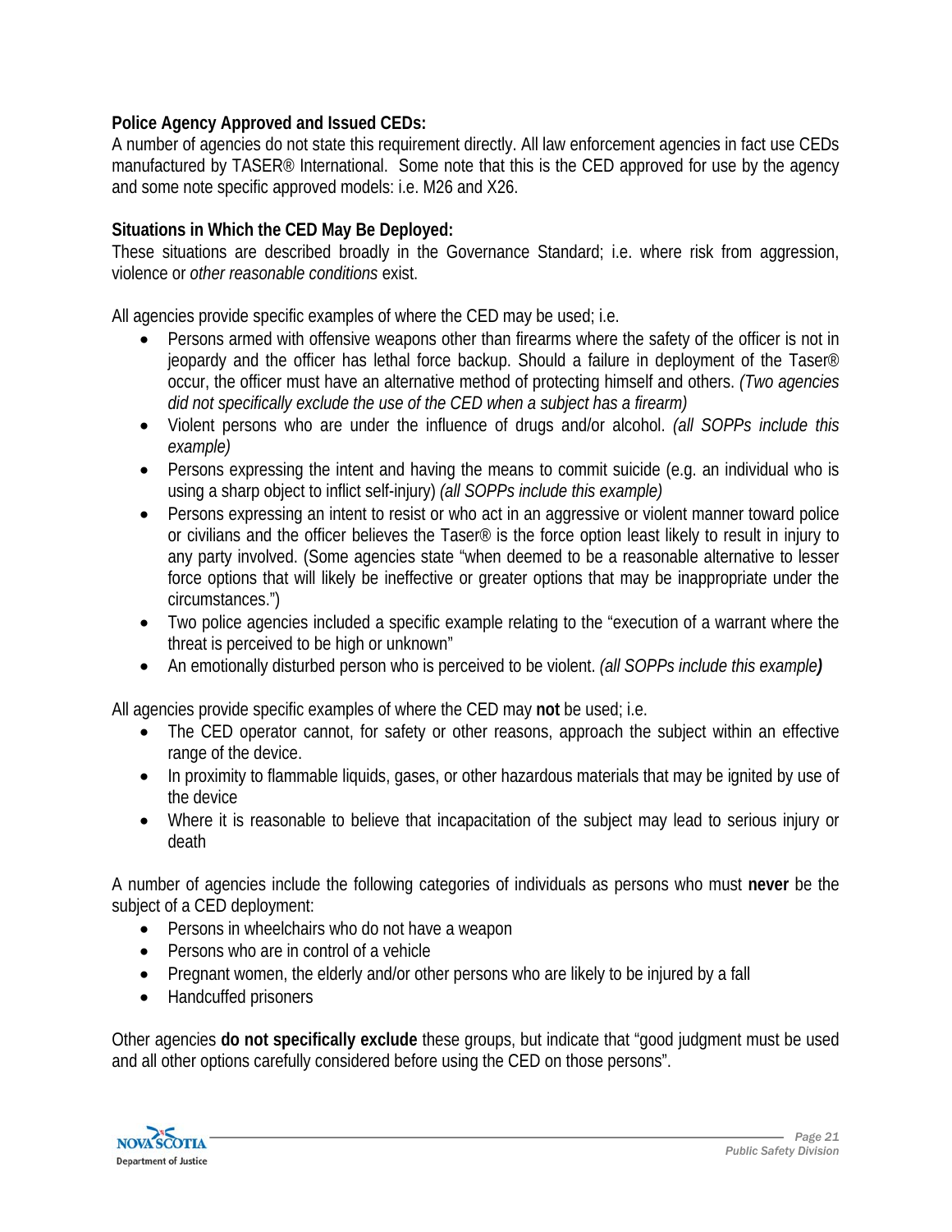**Police Agency Approved and Issued CEDs:**

A number of agencies do not state this requirement directly. All law enforcement agencies in fact use CEDs manufactured by TASER® International. Some note that this is the CED approved for use by the agency and some note specific approved models: i.e. M26 and X26.

**Situations in Which the CED May Be Deployed:**

These situations are described broadly in the Governance Standard; i.e. where risk from aggression, violence or *other reasonable conditions* exist.

All agencies provide specific examples of where the CED may be used; i.e.

- Persons armed with offensive weapons other than firearms where the safety of the officer is not in jeopardy and the officer has lethal force backup. Should a failure in deployment of the Taser® occur, the officer must have an alternative method of protecting himself and others. *(Two agencies did not specifically exclude the use of the CED when a subject has a firearm)*
- Violent persons who are under the influence of drugs and/or alcohol. *(all SOPPs include this example)*
- Persons expressing the intent and having the means to commit suicide (e.g. an individual who is using a sharp object to inflict self-injury) *(all SOPPs include this example)*
- Persons expressing an intent to resist or who act in an aggressive or violent manner toward police or civilians and the officer believes the Taser® is the force option least likely to result in injury to any party involved. (Some agencies state "when deemed to be a reasonable alternative to lesser force options that will likely be ineffective or greater options that may be inappropriate under the circumstances.")
- Two police agencies included a specific example relating to the "execution of a warrant where the threat is perceived to be high or unknown"
- An emotionally disturbed person who is perceived to be violent. *(all SOPPs include this example)*

All agencies provide specific examples of where the CED may **not** be used; i.e.

- The CED operator cannot, for safety or other reasons, approach the subject within an effective range of the device.
- In proximity to flammable liquids, gases, or other hazardous materials that may be ignited by use of the device
- Where it is reasonable to believe that incapacitation of the subject may lead to serious injury or death

A number of agencies include the following categories of individuals as persons who must **never** be the subject of a CED deployment:

- Persons in wheelchairs who do not have a weapon
- Persons who are in control of a vehicle
- Pregnant women, the elderly and/or other persons who are likely to be injured by a fall
- Handcuffed prisoners

Other agencies **do not specifically exclude** these groups, but indicate that "good judgment must be used and all other options carefully considered before using the CED on those persons".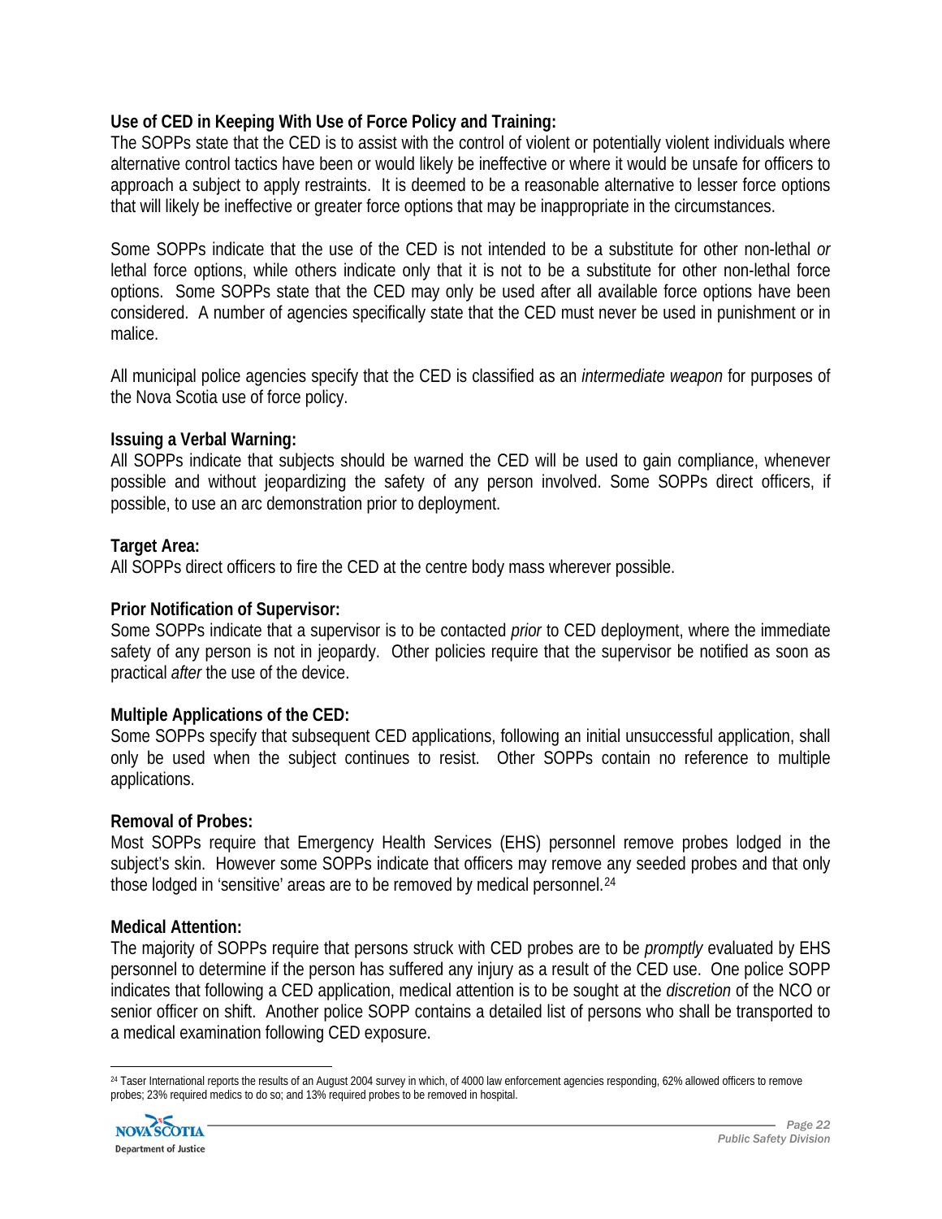**Use of CED in Keeping With Use of Force Policy and Training:**

The SOPPs state that the CED is to assist with the control of violent or potentially violent individuals where alternative control tactics have been or would likely be ineffective or where it would be unsafe for officers to approach a subject to apply restraints. It is deemed to be a reasonable alternative to lesser force options that will likely be ineffective or greater force options that may be inappropriate in the circumstances.

Some SOPPs indicate that the use of the CED is not intended to be a substitute for other non-lethal *or* lethal force options, while others indicate only that it is not to be a substitute for other non-lethal force options. Some SOPPs state that the CED may only be used after all available force options have been considered. A number of agencies specifically state that the CED must never be used in punishment or in malice.

All municipal police agencies specify that the CED is classified as an *intermediate weapon* for purposes of the Nova Scotia use of force policy.

**Issuing a Verbal Warning:**

All SOPPs indicate that subjects should be warned the CED will be used to gain compliance, whenever possible and without jeopardizing the safety of any person involved. Some SOPPs direct officers, if possible, to use an arc demonstration prior to deployment.

**Target Area:**

All SOPPs direct officers to fire the CED at the centre body mass wherever possible.

**Prior Notification of Supervisor:**

Some SOPPs indicate that a supervisor is to be contacted *prior* to CED deployment, where the immediate safety of any person is not in jeopardy. Other policies require that the supervisor be notified as soon as practical *after* the use of the device.

**Multiple Applications of the CED:**

Some SOPPs specify that subsequent CED applications, following an initial unsuccessful application, shall only be used when the subject continues to resist. Other SOPPs contain no reference to multiple applications.

**Removal of Probes:**

Most SOPPs require that Emergency Health Services (EHS) personnel remove probes lodged in the subject's skin. However some SOPPs indicate that officers may remove any seeded probes and that only those lodged in 'sensitive' areas are to be removed by medical personnel.[24]

**Medical Attention:**

The majority of SOPPs require that persons struck with CED probes are to be *promptly* evaluated by EHS personnel to determine if the person has suffered any injury as a result of the CED use. One police SOPP indicates that following a CED application, medical attention is to be sought at the *discretion* of the NCO or senior officer on shift. Another police SOPP contains a detailed list of persons who shall be transported to a medical examination following CED exposure.

---

[24] Taser International reports the results of an August 2004 survey in which, of 4000 law enforcement agencies responding, 62% allowed officers to remove probes; 23% required medics to do so; and 13% required probes to be removed in hospital.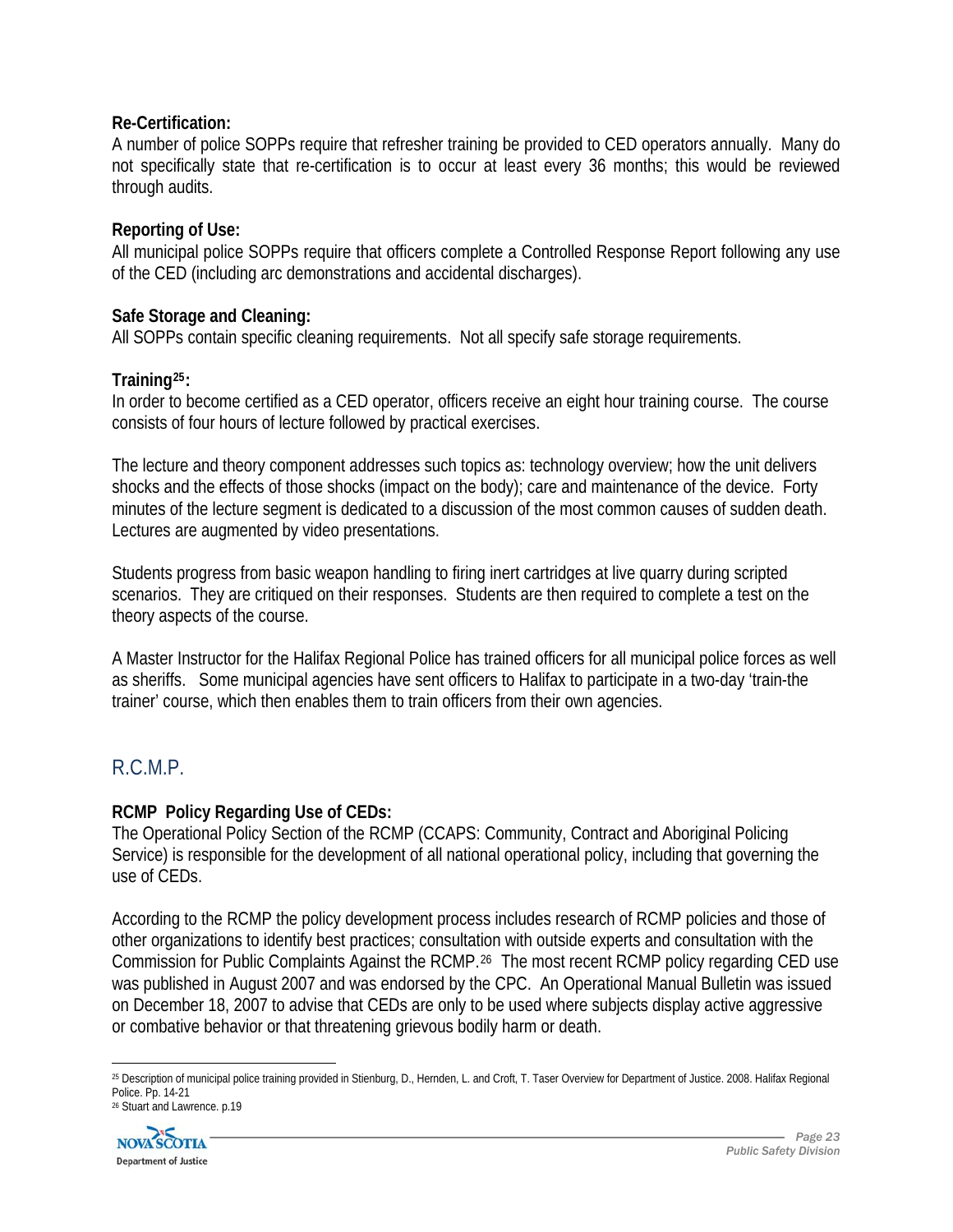**Re-Certification:**

A number of police SOPPs require that refresher training be provided to CED operators annually. Many do not specifically state that re-certification is to occur at least every 36 months; this would be reviewed through audits.

**Reporting of Use:**

All municipal police SOPPs require that officers complete a Controlled Response Report following any use of the CED (including arc demonstrations and accidental discharges).

**Safe Storage and Cleaning:**

All SOPPs contain specific cleaning requirements. Not all specify safe storage requirements.

**Training[25]:**

In order to become certified as a CED operator, officers receive an eight hour training course. The course consists of four hours of lecture followed by practical exercises.

The lecture and theory component addresses such topics as: technology overview; how the unit delivers shocks and the effects of those shocks (impact on the body); care and maintenance of the device. Forty minutes of the lecture segment is dedicated to a discussion of the most common causes of sudden death. Lectures are augmented by video presentations.

Students progress from basic weapon handling to firing inert cartridges at live quarry during scripted scenarios. They are critiqued on their responses. Students are then required to complete a test on the theory aspects of the course.

A Master Instructor for the Halifax Regional Police has trained officers for all municipal police forces as well as sheriffs. Some municipal agencies have sent officers to Halifax to participate in a two-day 'train-the trainer' course, which then enables them to train officers from their own agencies.

## R.C.M.P.

**RCMP Policy Regarding Use of CEDs:**

The Operational Policy Section of the RCMP (CCAPS: Community, Contract and Aboriginal Policing Service) is responsible for the development of all national operational policy, including that governing the use of CEDs.

According to the RCMP the policy development process includes research of RCMP policies and those of other organizations to identify best practices; consultation with outside experts and consultation with the Commission for Public Complaints Against the RCMP.[26] The most recent RCMP policy regarding CED use was published in August 2007 and was endorsed by the CPC. An Operational Manual Bulletin was issued on December 18, 2007 to advise that CEDs are only to be used where subjects display active aggressive or combative behavior or that threatening grievous bodily harm or death.

[25] Description of municipal police training provided in Stienburg, D., Hernden, L. and Croft, T. Taser Overview for Department of Justice. 2008. Halifax Regional Police. Pp. 14-21

[26] Stuart and Lawrence. p.19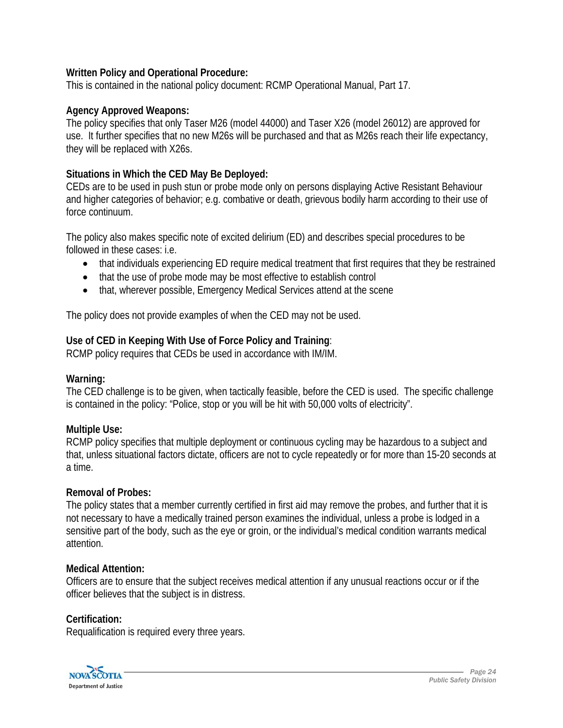**Written Policy and Operational Procedure:**
This is contained in the national policy document: RCMP Operational Manual, Part 17.

**Agency Approved Weapons:**
The policy specifies that only Taser M26 (model 44000) and Taser X26 (model 26012) are approved for use. It further specifies that no new M26s will be purchased and that as M26s reach their life expectancy, they will be replaced with X26s.

**Situations in Which the CED May Be Deployed:**
CEDs are to be used in push stun or probe mode only on persons displaying Active Resistant Behaviour and higher categories of behavior; e.g. combative or death, grievous bodily harm according to their use of force continuum.

The policy also makes specific note of excited delirium (ED) and describes special procedures to be followed in these cases: i.e.

- that individuals experiencing ED require medical treatment that first requires that they be restrained
- that the use of probe mode may be most effective to establish control
- that, wherever possible, Emergency Medical Services attend at the scene

The policy does not provide examples of when the CED may not be used.

**Use of CED in Keeping With Use of Force Policy and Training**:
RCMP policy requires that CEDs be used in accordance with IM/IM.

**Warning:**
The CED challenge is to be given, when tactically feasible, before the CED is used. The specific challenge is contained in the policy: "Police, stop or you will be hit with 50,000 volts of electricity".

**Multiple Use:**
RCMP policy specifies that multiple deployment or continuous cycling may be hazardous to a subject and that, unless situational factors dictate, officers are not to cycle repeatedly or for more than 15-20 seconds at a time.

**Removal of Probes:**
The policy states that a member currently certified in first aid may remove the probes, and further that it is not necessary to have a medically trained person examines the individual, unless a probe is lodged in a sensitive part of the body, such as the eye or groin, or the individual's medical condition warrants medical attention.

**Medical Attention:**
Officers are to ensure that the subject receives medical attention if any unusual reactions occur or if the officer believes that the subject is in distress.

**Certification:**
Requalification is required every three years.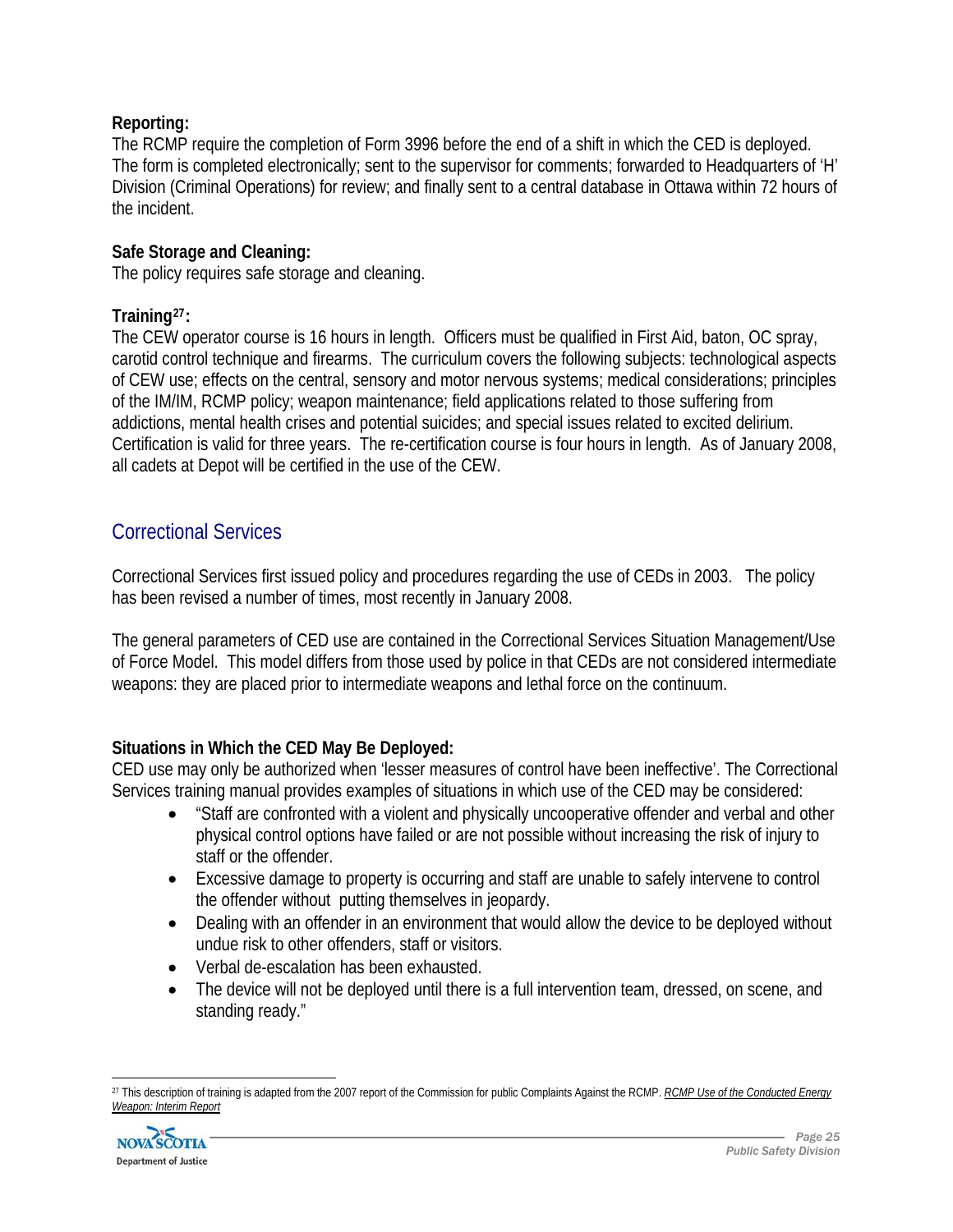**Reporting:**
The RCMP require the completion of Form 3996 before the end of a shift in which the CED is deployed. The form is completed electronically; sent to the supervisor for comments; forwarded to Headquarters of 'H' Division (Criminal Operations) for review; and finally sent to a central database in Ottawa within 72 hours of the incident.

**Safe Storage and Cleaning:**
The policy requires safe storage and cleaning.

**Training[27]:**
The CEW operator course is 16 hours in length. Officers must be qualified in First Aid, baton, OC spray, carotid control technique and firearms. The curriculum covers the following subjects: technological aspects of CEW use; effects on the central, sensory and motor nervous systems; medical considerations; principles of the IM/IM, RCMP policy; weapon maintenance; field applications related to those suffering from addictions, mental health crises and potential suicides; and special issues related to excited delirium. Certification is valid for three years. The re-certification course is four hours in length. As of January 2008, all cadets at Depot will be certified in the use of the CEW.

## Correctional Services

Correctional Services first issued policy and procedures regarding the use of CEDs in 2003. The policy has been revised a number of times, most recently in January 2008.

The general parameters of CED use are contained in the Correctional Services Situation Management/Use of Force Model. This model differs from those used by police in that CEDs are not considered intermediate weapons: they are placed prior to intermediate weapons and lethal force on the continuum.

**Situations in Which the CED May Be Deployed:**
CED use may only be authorized when 'lesser measures of control have been ineffective'. The Correctional Services training manual provides examples of situations in which use of the CED may be considered:

- "Staff are confronted with a violent and physically uncooperative offender and verbal and other physical control options have failed or are not possible without increasing the risk of injury to staff or the offender.
- Excessive damage to property is occurring and staff are unable to safely intervene to control the offender without putting themselves in jeopardy.
- Dealing with an offender in an environment that would allow the device to be deployed without undue risk to other offenders, staff or visitors.
- Verbal de-escalation has been exhausted.
- The device will not be deployed until there is a full intervention team, dressed, on scene, and standing ready."

[27] This description of training is adapted from the 2007 report of the Commission for public Complaints Against the RCMP. *RCMP Use of the Conducted Energy Weapon: Interim Report*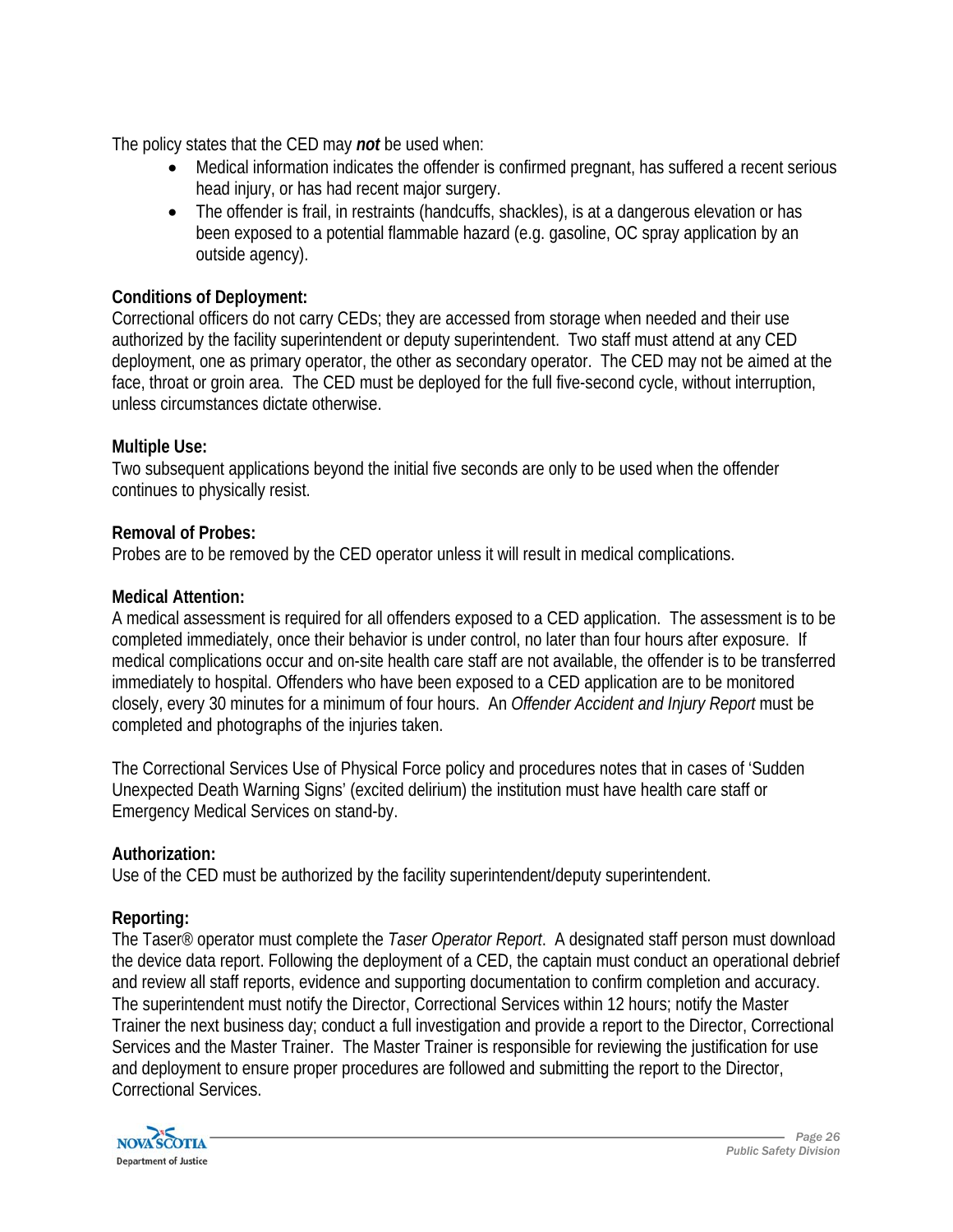The policy states that the CED may ***not*** be used when:

- Medical information indicates the offender is confirmed pregnant, has suffered a recent serious head injury, or has had recent major surgery.
- The offender is frail, in restraints (handcuffs, shackles), is at a dangerous elevation or has been exposed to a potential flammable hazard (e.g. gasoline, OC spray application by an outside agency).

**Conditions of Deployment:**
Correctional officers do not carry CEDs; they are accessed from storage when needed and their use authorized by the facility superintendent or deputy superintendent. Two staff must attend at any CED deployment, one as primary operator, the other as secondary operator. The CED may not be aimed at the face, throat or groin area. The CED must be deployed for the full five-second cycle, without interruption, unless circumstances dictate otherwise.

**Multiple Use:**
Two subsequent applications beyond the initial five seconds are only to be used when the offender continues to physically resist.

**Removal of Probes:**
Probes are to be removed by the CED operator unless it will result in medical complications.

**Medical Attention:**
A medical assessment is required for all offenders exposed to a CED application. The assessment is to be completed immediately, once their behavior is under control, no later than four hours after exposure. If medical complications occur and on-site health care staff are not available, the offender is to be transferred immediately to hospital. Offenders who have been exposed to a CED application are to be monitored closely, every 30 minutes for a minimum of four hours. An *Offender Accident and Injury Report* must be completed and photographs of the injuries taken.

The Correctional Services Use of Physical Force policy and procedures notes that in cases of 'Sudden Unexpected Death Warning Signs' (excited delirium) the institution must have health care staff or Emergency Medical Services on stand-by.

**Authorization:**
Use of the CED must be authorized by the facility superintendent/deputy superintendent.

**Reporting:**
The Taser® operator must complete the *Taser Operator Report*. A designated staff person must download the device data report. Following the deployment of a CED, the captain must conduct an operational debrief and review all staff reports, evidence and supporting documentation to confirm completion and accuracy. The superintendent must notify the Director, Correctional Services within 12 hours; notify the Master Trainer the next business day; conduct a full investigation and provide a report to the Director, Correctional Services and the Master Trainer. The Master Trainer is responsible for reviewing the justification for use and deployment to ensure proper procedures are followed and submitting the report to the Director, Correctional Services.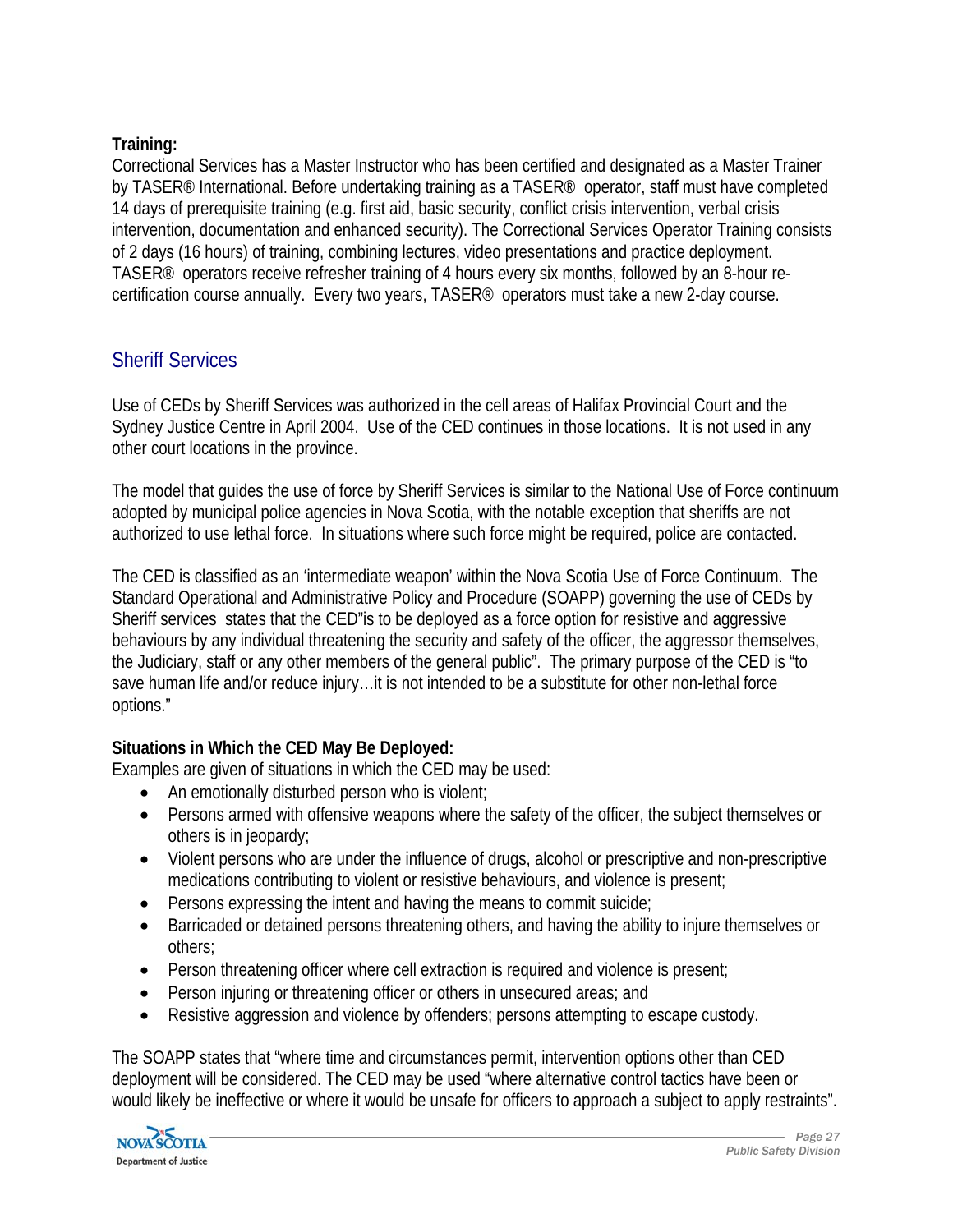**Training:**
Correctional Services has a Master Instructor who has been certified and designated as a Master Trainer by TASER® International. Before undertaking training as a TASER® operator, staff must have completed 14 days of prerequisite training (e.g. first aid, basic security, conflict crisis intervention, verbal crisis intervention, documentation and enhanced security). The Correctional Services Operator Training consists of 2 days (16 hours) of training, combining lectures, video presentations and practice deployment. TASER® operators receive refresher training of 4 hours every six months, followed by an 8-hour re-certification course annually. Every two years, TASER® operators must take a new 2-day course.

## Sheriff Services

Use of CEDs by Sheriff Services was authorized in the cell areas of Halifax Provincial Court and the Sydney Justice Centre in April 2004. Use of the CED continues in those locations. It is not used in any other court locations in the province.

The model that guides the use of force by Sheriff Services is similar to the National Use of Force continuum adopted by municipal police agencies in Nova Scotia, with the notable exception that sheriffs are not authorized to use lethal force. In situations where such force might be required, police are contacted.

The CED is classified as an 'intermediate weapon' within the Nova Scotia Use of Force Continuum. The Standard Operational and Administrative Policy and Procedure (SOAPP) governing the use of CEDs by Sheriff services states that the CED"is to be deployed as a force option for resistive and aggressive behaviours by any individual threatening the security and safety of the officer, the aggressor themselves, the Judiciary, staff or any other members of the general public". The primary purpose of the CED is "to save human life and/or reduce injury…it is not intended to be a substitute for other non-lethal force options."

**Situations in Which the CED May Be Deployed:**
Examples are given of situations in which the CED may be used:

- An emotionally disturbed person who is violent;
- Persons armed with offensive weapons where the safety of the officer, the subject themselves or others is in jeopardy;
- Violent persons who are under the influence of drugs, alcohol or prescriptive and non-prescriptive medications contributing to violent or resistive behaviours, and violence is present;
- Persons expressing the intent and having the means to commit suicide;
- Barricaded or detained persons threatening others, and having the ability to injure themselves or others;
- Person threatening officer where cell extraction is required and violence is present;
- Person injuring or threatening officer or others in unsecured areas; and
- Resistive aggression and violence by offenders; persons attempting to escape custody.

The SOAPP states that "where time and circumstances permit, intervention options other than CED deployment will be considered. The CED may be used "where alternative control tactics have been or would likely be ineffective or where it would be unsafe for officers to approach a subject to apply restraints".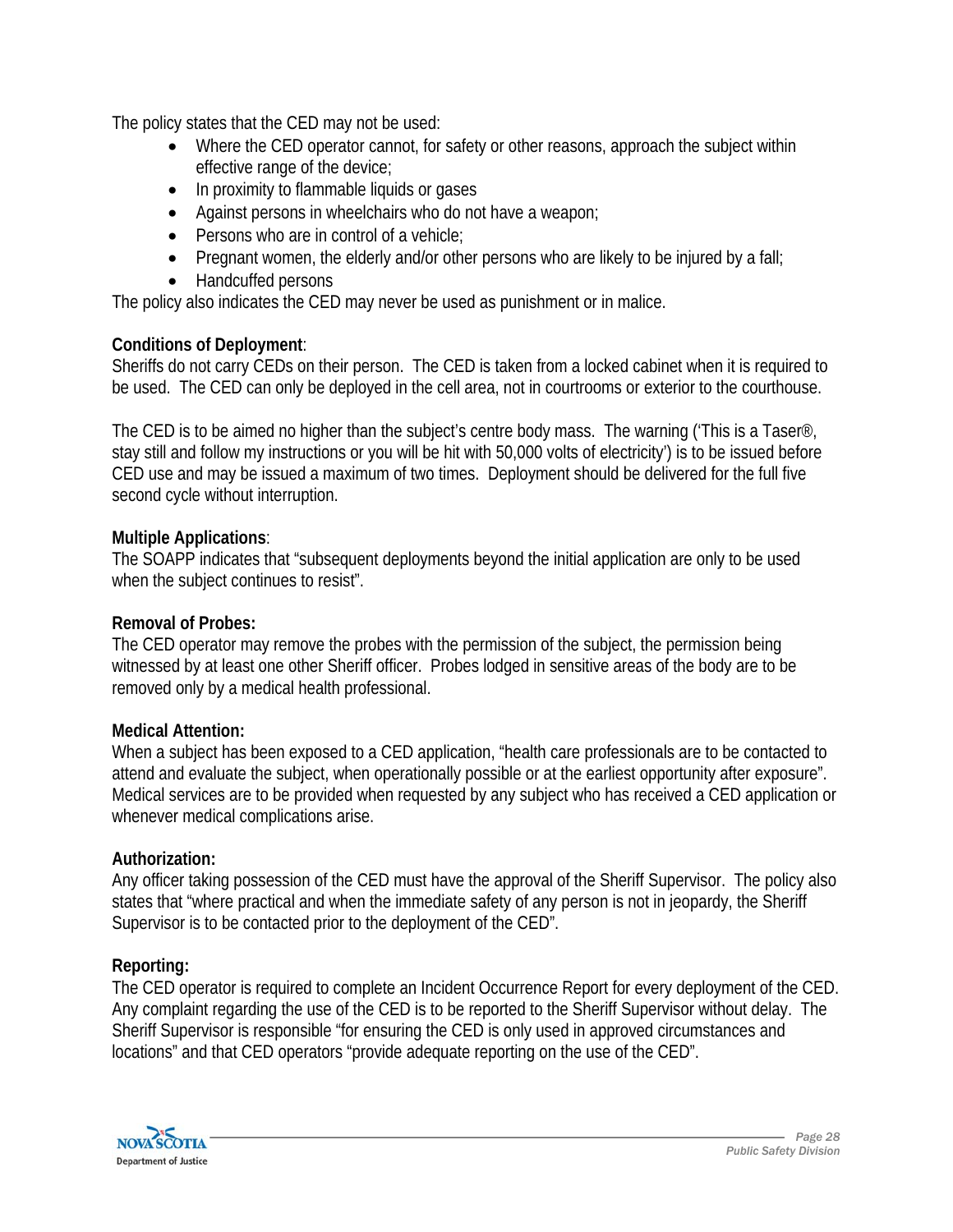The policy states that the CED may not be used:

- Where the CED operator cannot, for safety or other reasons, approach the subject within effective range of the device;
- In proximity to flammable liquids or gases
- Against persons in wheelchairs who do not have a weapon;
- Persons who are in control of a vehicle;
- Pregnant women, the elderly and/or other persons who are likely to be injured by a fall;
- Handcuffed persons

The policy also indicates the CED may never be used as punishment or in malice.

**Conditions of Deployment**:
Sheriffs do not carry CEDs on their person. The CED is taken from a locked cabinet when it is required to be used. The CED can only be deployed in the cell area, not in courtrooms or exterior to the courthouse.

The CED is to be aimed no higher than the subject's centre body mass. The warning ('This is a Taser®, stay still and follow my instructions or you will be hit with 50,000 volts of electricity') is to be issued before CED use and may be issued a maximum of two times. Deployment should be delivered for the full five second cycle without interruption.

**Multiple Applications**:
The SOAPP indicates that "subsequent deployments beyond the initial application are only to be used when the subject continues to resist".

**Removal of Probes:**
The CED operator may remove the probes with the permission of the subject, the permission being witnessed by at least one other Sheriff officer. Probes lodged in sensitive areas of the body are to be removed only by a medical health professional.

**Medical Attention:**
When a subject has been exposed to a CED application, "health care professionals are to be contacted to attend and evaluate the subject, when operationally possible or at the earliest opportunity after exposure". Medical services are to be provided when requested by any subject who has received a CED application or whenever medical complications arise.

**Authorization:**
Any officer taking possession of the CED must have the approval of the Sheriff Supervisor. The policy also states that "where practical and when the immediate safety of any person is not in jeopardy, the Sheriff Supervisor is to be contacted prior to the deployment of the CED".

**Reporting:**
The CED operator is required to complete an Incident Occurrence Report for every deployment of the CED. Any complaint regarding the use of the CED is to be reported to the Sheriff Supervisor without delay. The Sheriff Supervisor is responsible "for ensuring the CED is only used in approved circumstances and locations" and that CED operators "provide adequate reporting on the use of the CED".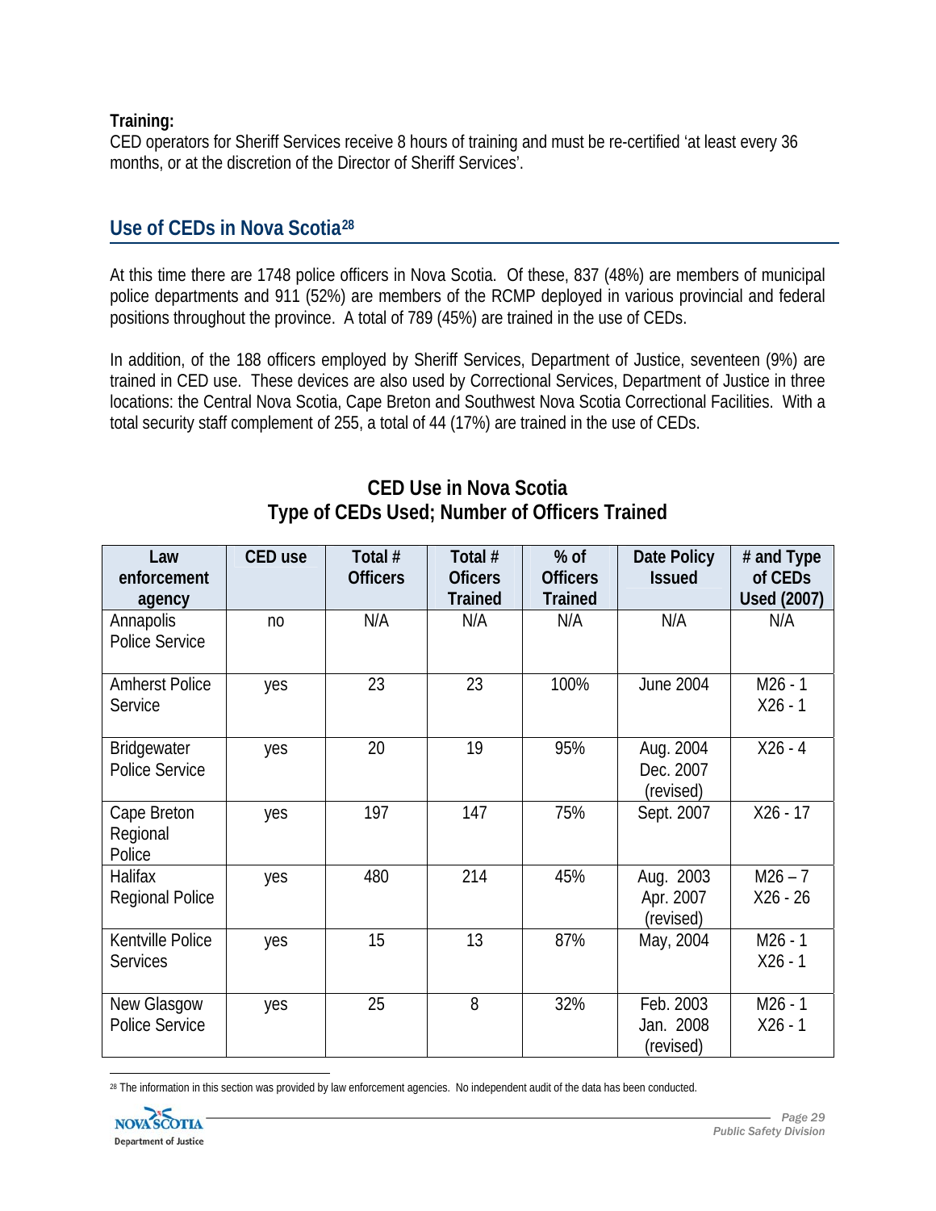**Training:**
CED operators for Sheriff Services receive 8 hours of training and must be re-certified 'at least every 36 months, or at the discretion of the Director of Sheriff Services'.

## Use of CEDs in Nova Scotia[28]

At this time there are 1748 police officers in Nova Scotia. Of these, 837 (48%) are members of municipal police departments and 911 (52%) are members of the RCMP deployed in various provincial and federal positions throughout the province. A total of 789 (45%) are trained in the use of CEDs.

In addition, of the 188 officers employed by Sheriff Services, Department of Justice, seventeen (9%) are trained in CED use. These devices are also used by Correctional Services, Department of Justice in three locations: the Central Nova Scotia, Cape Breton and Southwest Nova Scotia Correctional Facilities. With a total security staff complement of 255, a total of 44 (17%) are trained in the use of CEDs.

### CED Use in Nova Scotia
### Type of CEDs Used; Number of Officers Trained

| Law enforcement agency | CED use | Total # Officers | Total # Oficers Trained | % of Officers Trained | Date Policy Issued | # and Type of CEDs Used (2007) |
|---|---|---|---|---|---|---|
| Annapolis Police Service | no | N/A | N/A | N/A | N/A | N/A |
| Amherst Police Service | yes | 23 | 23 | 100% | June 2004 | M26 - 1<br>X26 - 1 |
| Bridgewater Police Service | yes | 20 | 19 | 95% | Aug. 2004<br>Dec. 2007 (revised) | X26 - 4 |
| Cape Breton Regional Police | yes | 197 | 147 | 75% | Sept. 2007 | X26 - 17 |
| Halifax Regional Police | yes | 480 | 214 | 45% | Aug. 2003<br>Apr. 2007 (revised) | M26 – 7<br>X26 - 26 |
| Kentville Police Services | yes | 15 | 13 | 87% | May, 2004 | M26 - 1<br>X26 - 1 |
| New Glasgow Police Service | yes | 25 | 8 | 32% | Feb. 2003<br>Jan. 2008 (revised) | M26 - 1<br>X26 - 1 |

[28] The information in this section was provided by law enforcement agencies. No independent audit of the data has been conducted.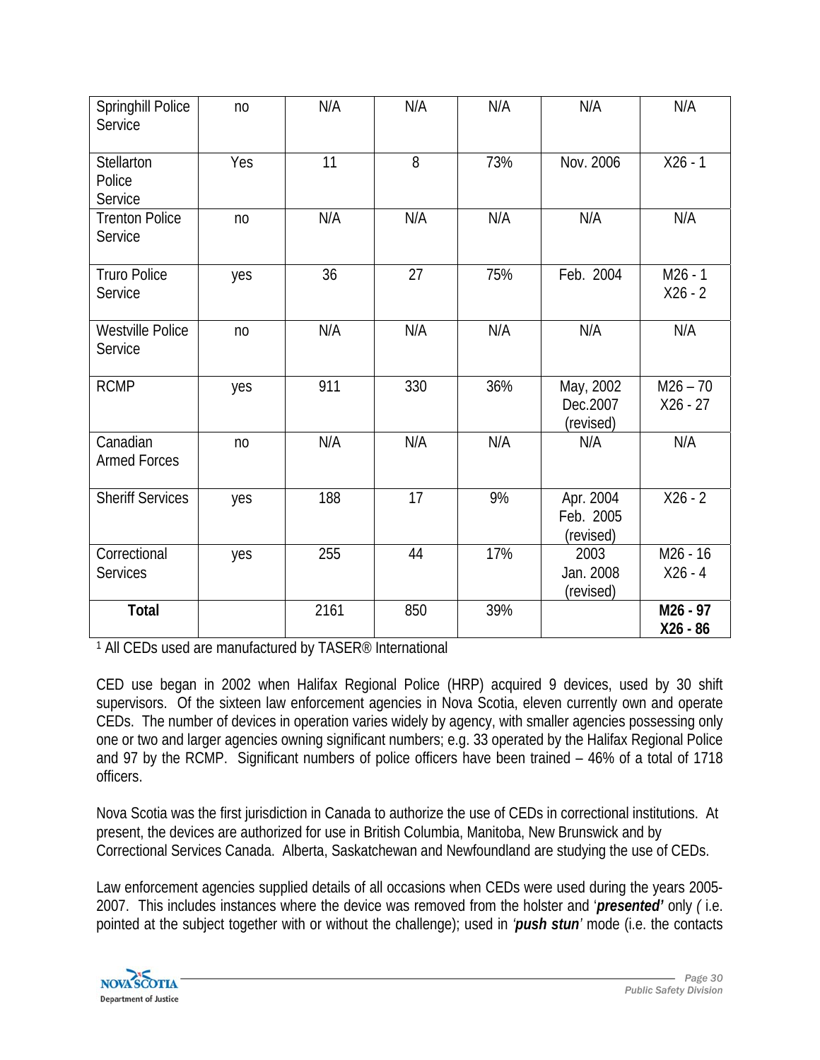| | | | | | | |
|---|---|---|---|---|---|---|
| Springhill Police Service | no | N/A | N/A | N/A | N/A | N/A |
| Stellarton Police Service | Yes | 11 | 8 | 73% | Nov. 2006 | X26 - 1 |
| Trenton Police Service | no | N/A | N/A | N/A | N/A | N/A |
| Truro Police Service | yes | 36 | 27 | 75% | Feb. 2004 | M26 - 1<br>X26 - 2 |
| Westville Police Service | no | N/A | N/A | N/A | N/A | N/A |
| RCMP | yes | 911 | 330 | 36% | May, 2002<br>Dec.2007<br>(revised) | M26 – 70<br>X26 - 27 |
| Canadian Armed Forces | no | N/A | N/A | N/A | N/A | N/A |
| Sheriff Services | yes | 188 | 17 | 9% | Apr. 2004<br>Feb. 2005<br>(revised) | X26 - 2 |
| Correctional Services | yes | 255 | 44 | 17% | 2003<br>Jan. 2008<br>(revised) | M26 - 16<br>X26 - 4 |
| **Total** | | 2161 | 850 | 39% | | **M26 - 97**<br>**X26 - 86** |

[1] All CEDs used are manufactured by TASER® International

CED use began in 2002 when Halifax Regional Police (HRP) acquired 9 devices, used by 30 shift supervisors. Of the sixteen law enforcement agencies in Nova Scotia, eleven currently own and operate CEDs. The number of devices in operation varies widely by agency, with smaller agencies possessing only one or two and larger agencies owning significant numbers; e.g. 33 operated by the Halifax Regional Police and 97 by the RCMP. Significant numbers of police officers have been trained – 46% of a total of 1718 officers.

Nova Scotia was the first jurisdiction in Canada to authorize the use of CEDs in correctional institutions. At present, the devices are authorized for use in British Columbia, Manitoba, New Brunswick and by Correctional Services Canada. Alberta, Saskatchewan and Newfoundland are studying the use of CEDs.

Law enforcement agencies supplied details of all occasions when CEDs were used during the years 2005-2007. This includes instances where the device was removed from the holster and '***presented'*** only *(* i.e. pointed at the subject together with or without the challenge); used in *'**push stun**'* mode (i.e. the contacts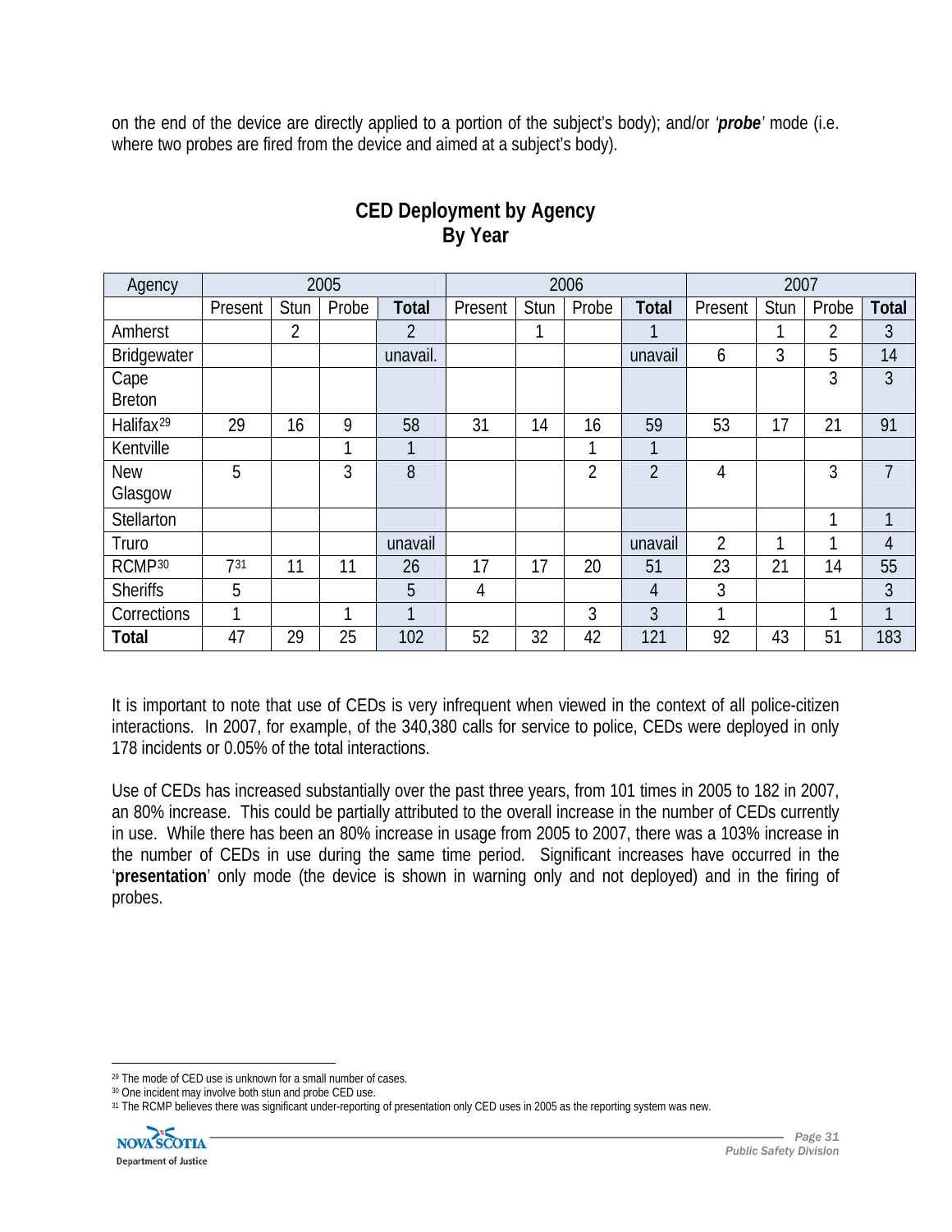on the end of the device are directly applied to a portion of the subject's body); and/or ***'probe'*** mode (i.e. where two probes are fired from the device and aimed at a subject's body).

## CED Deployment by Agency By Year

| Agency | 2005 | | | | 2006 | | | | 2007 | | | |
|---|---|---|---|---|---|---|---|---|---|---|---|---|
| | Present | Stun | Probe | **Total** | Present | Stun | Probe | **Total** | Present | Stun | Probe | **Total** |
| Amherst | | 2 | | 2 | | 1 | | 1 | | 1 | 2 | 3 |
| Bridgewater | | | | unavail. | | | | unavail | 6 | 3 | 5 | 14 |
| Cape Breton | | | | | | | | | | | 3 | 3 |
| Halifax[29] | 29 | 16 | 9 | 58 | 31 | 14 | 16 | 59 | 53 | 17 | 21 | 91 |
| Kentville | | | 1 | 1 | | | 1 | 1 | | | | |
| New Glasgow | 5 | | 3 | 8 | | | 2 | 2 | 4 | | 3 | 7 |
| Stellarton | | | | | | | | | | | 1 | 1 |
| Truro | | | | unavail | | | | unavail | 2 | 1 | 1 | 4 |
| RCMP[30] | 7[31] | 11 | 11 | 26 | 17 | 17 | 20 | 51 | 23 | 21 | 14 | 55 |
| Sheriffs | 5 | | | 5 | 4 | | | 4 | 3 | | | 3 |
| Corrections | 1 | | 1 | 1 | | | 3 | 3 | 1 | | 1 | 1 |
| **Total** | 47 | 29 | 25 | 102 | 52 | 32 | 42 | 121 | 92 | 43 | 51 | 183 |

It is important to note that use of CEDs is very infrequent when viewed in the context of all police-citizen interactions. In 2007, for example, of the 340,380 calls for service to police, CEDs were deployed in only 178 incidents or 0.05% of the total interactions.

Use of CEDs has increased substantially over the past three years, from 101 times in 2005 to 182 in 2007, an 80% increase. This could be partially attributed to the overall increase in the number of CEDs currently in use. While there has been an 80% increase in usage from 2005 to 2007, there was a 103% increase in the number of CEDs in use during the same time period. Significant increases have occurred in the '**presentation**' only mode (the device is shown in warning only and not deployed) and in the firing of probes.

[29] The mode of CED use is unknown for a small number of cases.
[30] One incident may involve both stun and probe CED use.
[31] The RCMP believes there was significant under-reporting of presentation only CED uses in 2005 as the reporting system was new.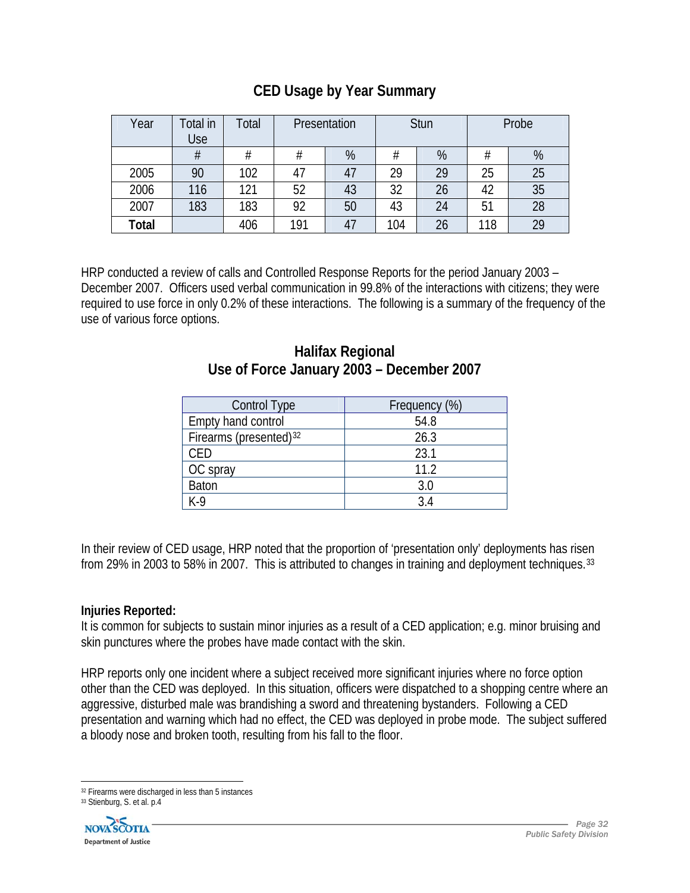## CED Usage by Year Summary

| Year | Total in Use | Total | Presentation | | Stun | | Probe | |
|---|---|---|---|---|---|---|---|---|
| | # | # | # | % | # | % | # | % |
| 2005 | 90 | 102 | 47 | 47 | 29 | 29 | 25 | 25 |
| 2006 | 116 | 121 | 52 | 43 | 32 | 26 | 42 | 35 |
| 2007 | 183 | 183 | 92 | 50 | 43 | 24 | 51 | 28 |
| **Total** | | 406 | 191 | 47 | 104 | 26 | 118 | 29 |

HRP conducted a review of calls and Controlled Response Reports for the period January 2003 – December 2007. Officers used verbal communication in 99.8% of the interactions with citizens; they were required to use force in only 0.2% of these interactions. The following is a summary of the frequency of the use of various force options.

## Halifax Regional
## Use of Force January 2003 – December 2007

| Control Type | Frequency (%) |
|---|---|
| Empty hand control | 54.8 |
| Firearms (presented)[32] | 26.3 |
| CED | 23.1 |
| OC spray | 11.2 |
| Baton | 3.0 |
| K-9 | 3.4 |

In their review of CED usage, HRP noted that the proportion of 'presentation only' deployments has risen from 29% in 2003 to 58% in 2007. This is attributed to changes in training and deployment techniques.[33]

**Injuries Reported:**
It is common for subjects to sustain minor injuries as a result of a CED application; e.g. minor bruising and skin punctures where the probes have made contact with the skin.

HRP reports only one incident where a subject received more significant injuries where no force option other than the CED was deployed. In this situation, officers were dispatched to a shopping centre where an aggressive, disturbed male was brandishing a sword and threatening bystanders. Following a CED presentation and warning which had no effect, the CED was deployed in probe mode. The subject suffered a bloody nose and broken tooth, resulting from his fall to the floor.

---

[32] Firearms were discharged in less than 5 instances

[33] Stienburg, S. et al. p.4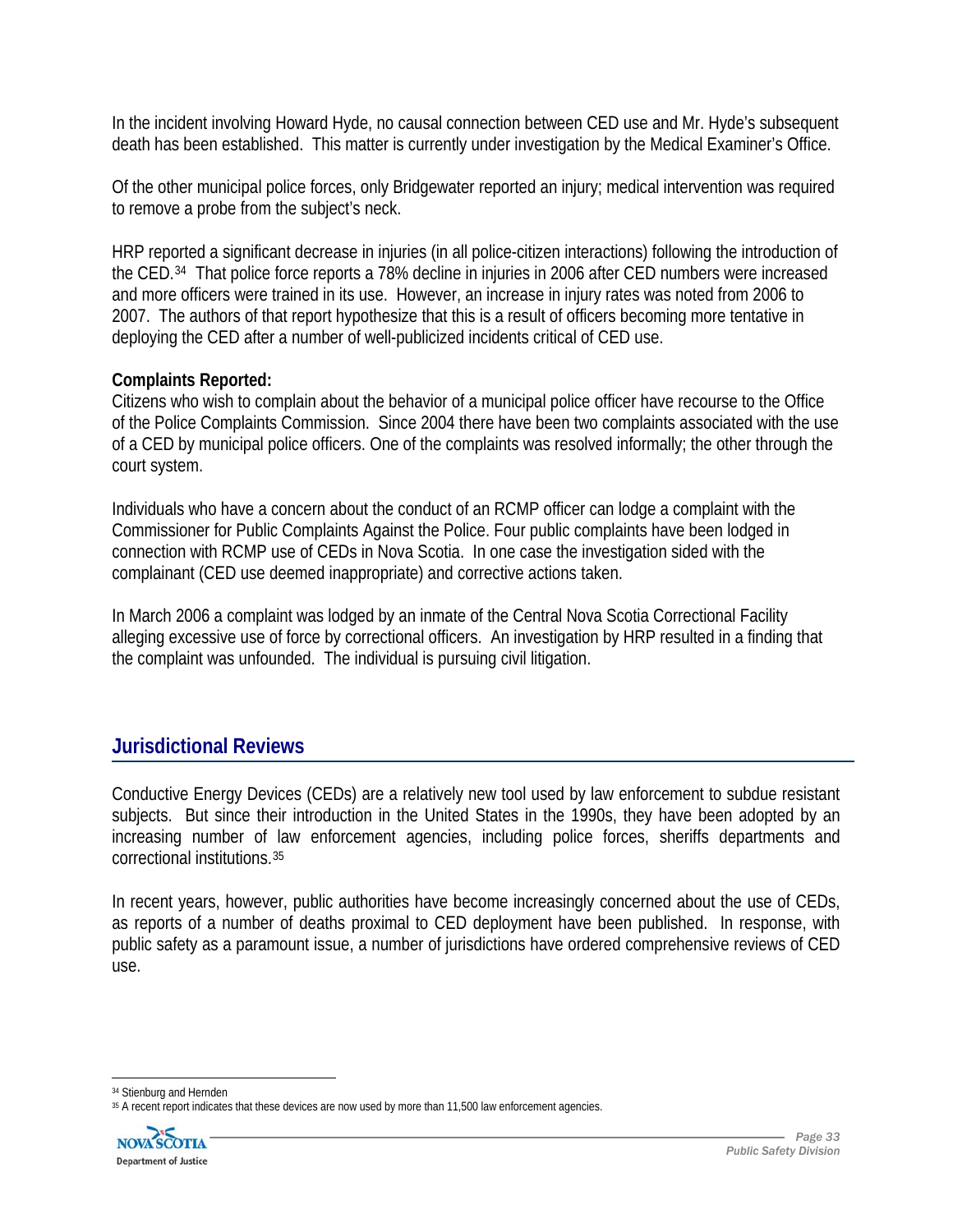In the incident involving Howard Hyde, no causal connection between CED use and Mr. Hyde's subsequent death has been established. This matter is currently under investigation by the Medical Examiner's Office.

Of the other municipal police forces, only Bridgewater reported an injury; medical intervention was required to remove a probe from the subject's neck.

HRP reported a significant decrease in injuries (in all police-citizen interactions) following the introduction of the CED.[34] That police force reports a 78% decline in injuries in 2006 after CED numbers were increased and more officers were trained in its use. However, an increase in injury rates was noted from 2006 to 2007. The authors of that report hypothesize that this is a result of officers becoming more tentative in deploying the CED after a number of well-publicized incidents critical of CED use.

**Complaints Reported:**
Citizens who wish to complain about the behavior of a municipal police officer have recourse to the Office of the Police Complaints Commission. Since 2004 there have been two complaints associated with the use of a CED by municipal police officers. One of the complaints was resolved informally; the other through the court system.

Individuals who have a concern about the conduct of an RCMP officer can lodge a complaint with the Commissioner for Public Complaints Against the Police. Four public complaints have been lodged in connection with RCMP use of CEDs in Nova Scotia. In one case the investigation sided with the complainant (CED use deemed inappropriate) and corrective actions taken.

In March 2006 a complaint was lodged by an inmate of the Central Nova Scotia Correctional Facility alleging excessive use of force by correctional officers. An investigation by HRP resulted in a finding that the complaint was unfounded. The individual is pursuing civil litigation.

## Jurisdictional Reviews

Conductive Energy Devices (CEDs) are a relatively new tool used by law enforcement to subdue resistant subjects. But since their introduction in the United States in the 1990s, they have been adopted by an increasing number of law enforcement agencies, including police forces, sheriffs departments and correctional institutions.[35]

In recent years, however, public authorities have become increasingly concerned about the use of CEDs, as reports of a number of deaths proximal to CED deployment have been published. In response, with public safety as a paramount issue, a number of jurisdictions have ordered comprehensive reviews of CED use.

---

[34] Stienburg and Hernden

[35] A recent report indicates that these devices are now used by more than 11,500 law enforcement agencies.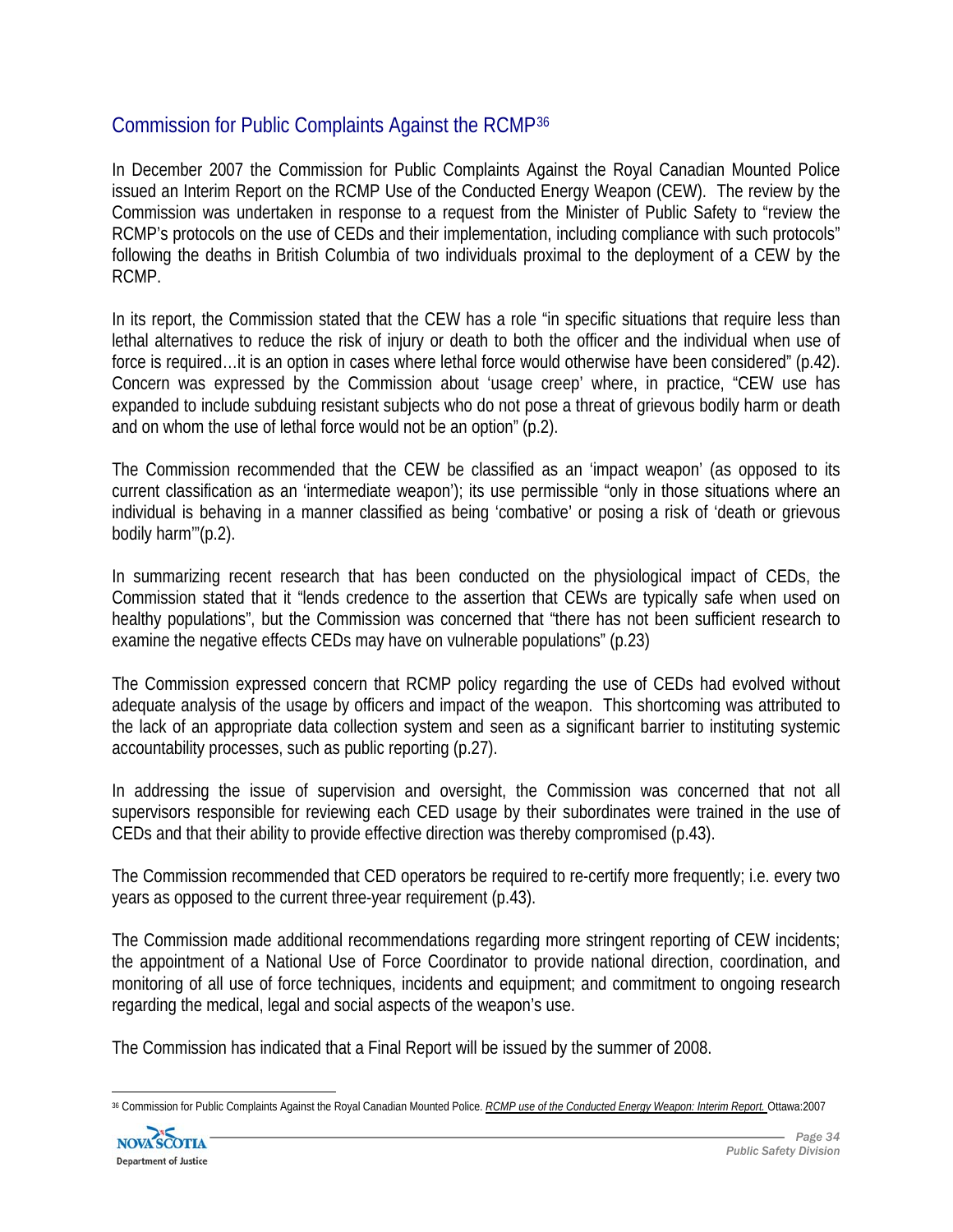## Commission for Public Complaints Against the RCMP[36]

In December 2007 the Commission for Public Complaints Against the Royal Canadian Mounted Police issued an Interim Report on the RCMP Use of the Conducted Energy Weapon (CEW). The review by the Commission was undertaken in response to a request from the Minister of Public Safety to "review the RCMP's protocols on the use of CEDs and their implementation, including compliance with such protocols" following the deaths in British Columbia of two individuals proximal to the deployment of a CEW by the RCMP.

In its report, the Commission stated that the CEW has a role "in specific situations that require less than lethal alternatives to reduce the risk of injury or death to both the officer and the individual when use of force is required…it is an option in cases where lethal force would otherwise have been considered" (p.42). Concern was expressed by the Commission about 'usage creep' where, in practice, "CEW use has expanded to include subduing resistant subjects who do not pose a threat of grievous bodily harm or death and on whom the use of lethal force would not be an option" (p.2).

The Commission recommended that the CEW be classified as an 'impact weapon' (as opposed to its current classification as an 'intermediate weapon'); its use permissible "only in those situations where an individual is behaving in a manner classified as being 'combative' or posing a risk of 'death or grievous bodily harm'"(p.2).

In summarizing recent research that has been conducted on the physiological impact of CEDs, the Commission stated that it "lends credence to the assertion that CEWs are typically safe when used on healthy populations", but the Commission was concerned that "there has not been sufficient research to examine the negative effects CEDs may have on vulnerable populations" (p.23)

The Commission expressed concern that RCMP policy regarding the use of CEDs had evolved without adequate analysis of the usage by officers and impact of the weapon. This shortcoming was attributed to the lack of an appropriate data collection system and seen as a significant barrier to instituting systemic accountability processes, such as public reporting (p.27).

In addressing the issue of supervision and oversight, the Commission was concerned that not all supervisors responsible for reviewing each CED usage by their subordinates were trained in the use of CEDs and that their ability to provide effective direction was thereby compromised (p.43).

The Commission recommended that CED operators be required to re-certify more frequently; i.e. every two years as opposed to the current three-year requirement (p.43).

The Commission made additional recommendations regarding more stringent reporting of CEW incidents; the appointment of a National Use of Force Coordinator to provide national direction, coordination, and monitoring of all use of force techniques, incidents and equipment; and commitment to ongoing research regarding the medical, legal and social aspects of the weapon's use.

The Commission has indicated that a Final Report will be issued by the summer of 2008.

---

[36] Commission for Public Complaints Against the Royal Canadian Mounted Police. *RCMP use of the Conducted Energy Weapon: Interim Report.* Ottawa:2007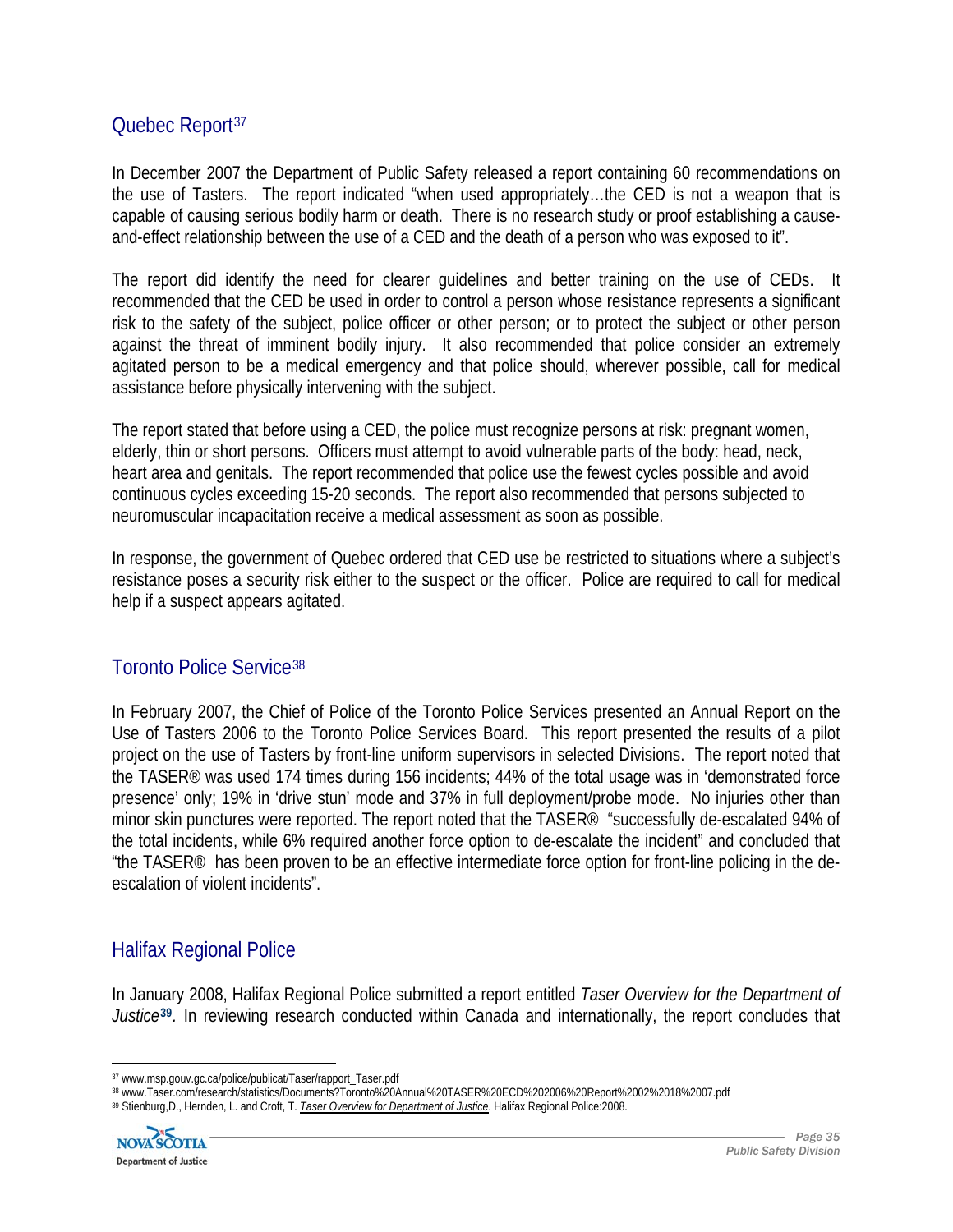## Quebec Report[37]

In December 2007 the Department of Public Safety released a report containing 60 recommendations on the use of Tasters. The report indicated "when used appropriately…the CED is not a weapon that is capable of causing serious bodily harm or death. There is no research study or proof establishing a cause-and-effect relationship between the use of a CED and the death of a person who was exposed to it".

The report did identify the need for clearer guidelines and better training on the use of CEDs. It recommended that the CED be used in order to control a person whose resistance represents a significant risk to the safety of the subject, police officer or other person; or to protect the subject or other person against the threat of imminent bodily injury. It also recommended that police consider an extremely agitated person to be a medical emergency and that police should, wherever possible, call for medical assistance before physically intervening with the subject.

The report stated that before using a CED, the police must recognize persons at risk: pregnant women, elderly, thin or short persons. Officers must attempt to avoid vulnerable parts of the body: head, neck, heart area and genitals. The report recommended that police use the fewest cycles possible and avoid continuous cycles exceeding 15-20 seconds. The report also recommended that persons subjected to neuromuscular incapacitation receive a medical assessment as soon as possible.

In response, the government of Quebec ordered that CED use be restricted to situations where a subject's resistance poses a security risk either to the suspect or the officer. Police are required to call for medical help if a suspect appears agitated.

## Toronto Police Service[38]

In February 2007, the Chief of Police of the Toronto Police Services presented an Annual Report on the Use of Tasters 2006 to the Toronto Police Services Board. This report presented the results of a pilot project on the use of Tasters by front-line uniform supervisors in selected Divisions. The report noted that the TASER® was used 174 times during 156 incidents; 44% of the total usage was in 'demonstrated force presence' only; 19% in 'drive stun' mode and 37% in full deployment/probe mode. No injuries other than minor skin punctures were reported. The report noted that the TASER® "successfully de-escalated 94% of the total incidents, while 6% required another force option to de-escalate the incident" and concluded that "the TASER® has been proven to be an effective intermediate force option for front-line policing in the de-escalation of violent incidents".

## Halifax Regional Police

In January 2008, Halifax Regional Police submitted a report entitled *Taser Overview for the Department of Justice*[39]. In reviewing research conducted within Canada and internationally, the report concludes that

---

[37] www.msp.gouv.gc.ca/police/publicat/Taser/rapport_Taser.pdf

[38] www.Taser.com/research/statistics/Documents?Toronto%20Annual%20TASER%20ECD%202006%20Report%2002%2018%2007.pdf

[39] Stienburg,D., Hernden, L. and Croft, T. *Taser Overview for Department of Justice*. Halifax Regional Police:2008.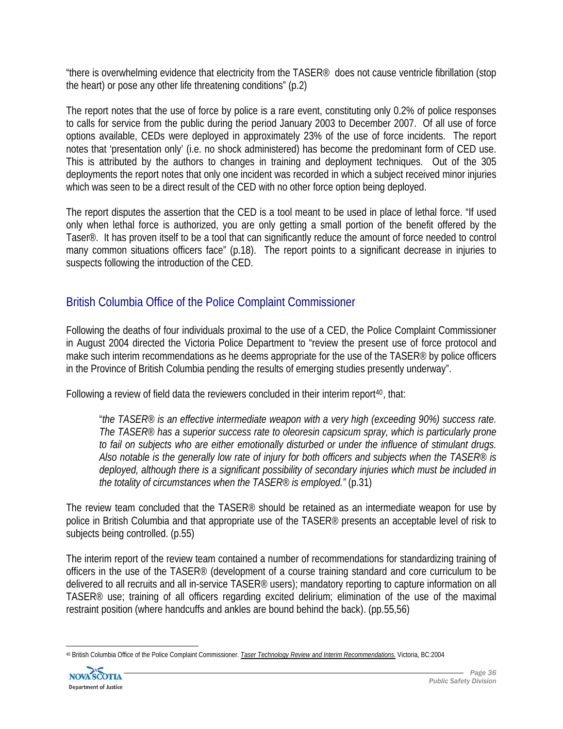"there is overwhelming evidence that electricity from the TASER® does not cause ventricle fibrillation (stop the heart) or pose any other life threatening conditions" (p.2)

The report notes that the use of force by police is a rare event, constituting only 0.2% of police responses to calls for service from the public during the period January 2003 to December 2007. Of all use of force options available, CEDs were deployed in approximately 23% of the use of force incidents. The report notes that 'presentation only' (i.e. no shock administered) has become the predominant form of CED use. This is attributed by the authors to changes in training and deployment techniques. Out of the 305 deployments the report notes that only one incident was recorded in which a subject received minor injuries which was seen to be a direct result of the CED with no other force option being deployed.

The report disputes the assertion that the CED is a tool meant to be used in place of lethal force. "If used only when lethal force is authorized, you are only getting a small portion of the benefit offered by the Taser®. It has proven itself to be a tool that can significantly reduce the amount of force needed to control many common situations officers face" (p.18). The report points to a significant decrease in injuries to suspects following the introduction of the CED.

## British Columbia Office of the Police Complaint Commissioner

Following the deaths of four individuals proximal to the use of a CED, the Police Complaint Commissioner in August 2004 directed the Victoria Police Department to "review the present use of force protocol and make such interim recommendations as he deems appropriate for the use of the TASER® by police officers in the Province of British Columbia pending the results of emerging studies presently underway".

Following a review of field data the reviewers concluded in their interim report[40], that:

> "*the TASER® is an effective intermediate weapon with a very high (exceeding 90%) success rate. The TASER® has a superior success rate to oleoresin capsicum spray, which is particularly prone to fail on subjects who are either emotionally disturbed or under the influence of stimulant drugs. Also notable is the generally low rate of injury for both officers and subjects when the TASER® is deployed, although there is a significant possibility of secondary injuries which must be included in the totality of circumstances when the TASER® is employed."* (p.31)

The review team concluded that the TASER® should be retained as an intermediate weapon for use by police in British Columbia and that appropriate use of the TASER® presents an acceptable level of risk to subjects being controlled. (p.55)

The interim report of the review team contained a number of recommendations for standardizing training of officers in the use of the TASER® (development of a course training standard and core curriculum to be delivered to all recruits and all in-service TASER® users); mandatory reporting to capture information on all TASER® use; training of all officers regarding excited delirium; elimination of the use of the maximal restraint position (where handcuffs and ankles are bound behind the back). (pp.55,56)

---

[40] British Columbia Office of the Police Complaint Commissioner. *Taser Technology Review and Interim Recommendations.* Victoria, BC:2004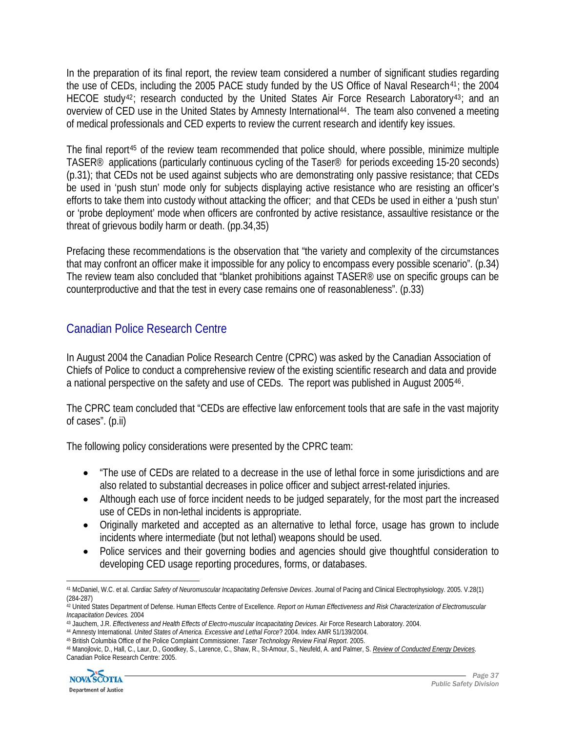In the preparation of its final report, the review team considered a number of significant studies regarding the use of CEDs, including the 2005 PACE study funded by the US Office of Naval Research[41]; the 2004 HECOE study[42]; research conducted by the United States Air Force Research Laboratory[43]; and an overview of CED use in the United States by Amnesty International[44]. The team also convened a meeting of medical professionals and CED experts to review the current research and identify key issues.

The final report[45] of the review team recommended that police should, where possible, minimize multiple TASER® applications (particularly continuous cycling of the Taser® for periods exceeding 15-20 seconds) (p.31); that CEDs not be used against subjects who are demonstrating only passive resistance; that CEDs be used in 'push stun' mode only for subjects displaying active resistance who are resisting an officer's efforts to take them into custody without attacking the officer; and that CEDs be used in either a 'push stun' or 'probe deployment' mode when officers are confronted by active resistance, assaultive resistance or the threat of grievous bodily harm or death. (pp.34,35)

Prefacing these recommendations is the observation that "the variety and complexity of the circumstances that may confront an officer make it impossible for any policy to encompass every possible scenario". (p.34) The review team also concluded that "blanket prohibitions against TASER® use on specific groups can be counterproductive and that the test in every case remains one of reasonableness". (p.33)

## Canadian Police Research Centre

In August 2004 the Canadian Police Research Centre (CPRC) was asked by the Canadian Association of Chiefs of Police to conduct a comprehensive review of the existing scientific research and data and provide a national perspective on the safety and use of CEDs. The report was published in August 2005[46].

The CPRC team concluded that "CEDs are effective law enforcement tools that are safe in the vast majority of cases". (p.ii)

The following policy considerations were presented by the CPRC team:

- "The use of CEDs are related to a decrease in the use of lethal force in some jurisdictions and are also related to substantial decreases in police officer and subject arrest-related injuries.
- Although each use of force incident needs to be judged separately, for the most part the increased use of CEDs in non-lethal incidents is appropriate.
- Originally marketed and accepted as an alternative to lethal force, usage has grown to include incidents where intermediate (but not lethal) weapons should be used.
- Police services and their governing bodies and agencies should give thoughtful consideration to developing CED usage reporting procedures, forms, or databases.

---

[41] McDaniel, W.C. et al. *Cardiac Safety of Neuromuscular Incapacitating Defensive Devices*. Journal of Pacing and Clinical Electrophysiology. 2005. V.28(1) (284-287)

[42] United States Department of Defense. Human Effects Centre of Excellence. *Report on Human Effectiveness and Risk Characterization of Electromuscular Incapacitation Devices.* 2004

[43] Jauchem, J.R. *Effectiveness and Health Effects of Electro-muscular Incapacitating Devices*. Air Force Research Laboratory. 2004.

[44] Amnesty International. *United States of America. Excessive and Lethal Force?* 2004. Index AMR 51/139/2004.

[45] British Columbia Office of the Police Complaint Commissioner. *Taser Technology Review Final Report*. 2005.

[46] Manojlovic, D., Hall, C., Laur, D., Goodkey, S., Larence, C., Shaw, R., St-Amour, S., Neufeld, A. and Palmer, S. *Review of Conducted Energy Devices*. Canadian Police Research Centre: 2005.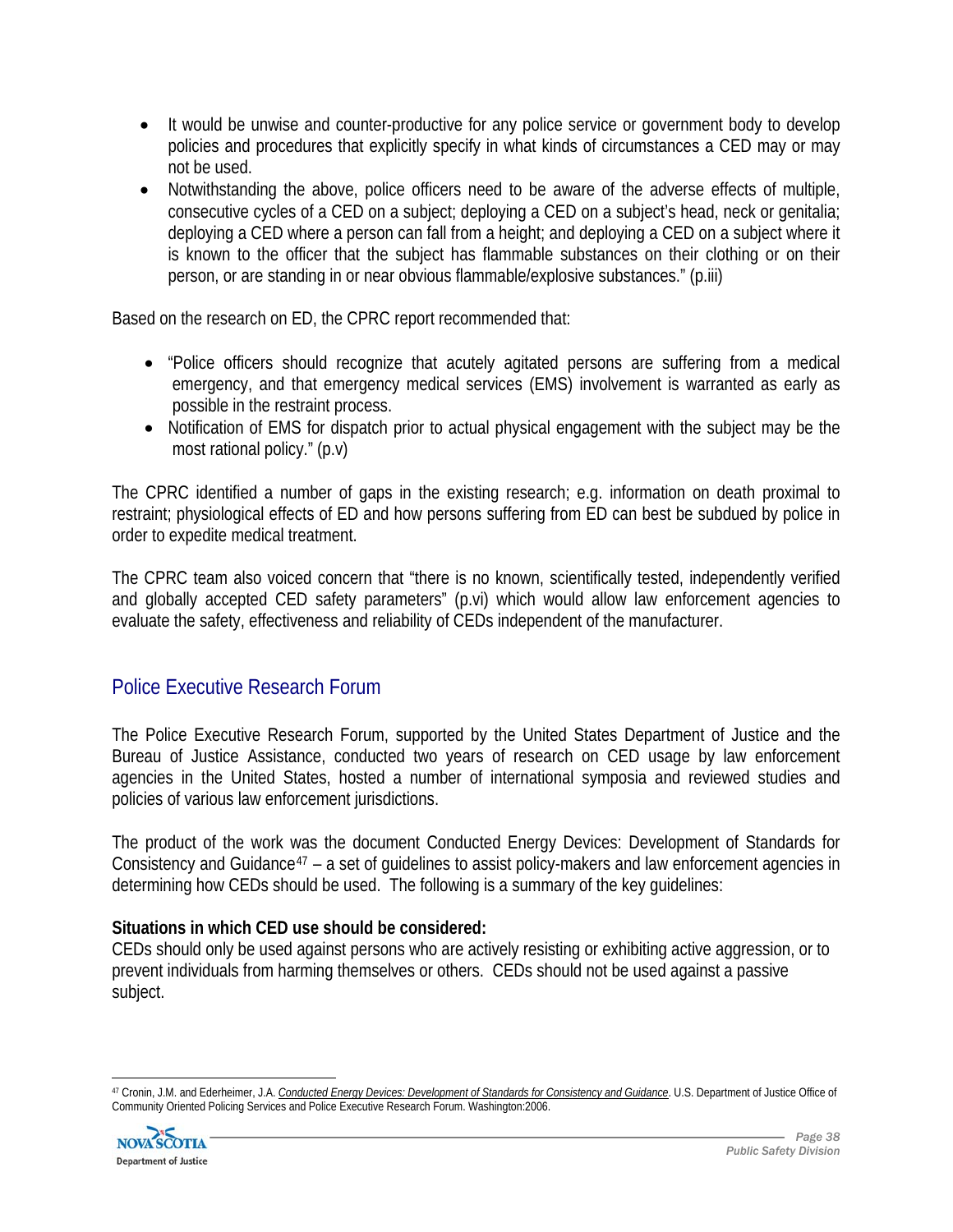- It would be unwise and counter-productive for any police service or government body to develop policies and procedures that explicitly specify in what kinds of circumstances a CED may or may not be used.
- Notwithstanding the above, police officers need to be aware of the adverse effects of multiple, consecutive cycles of a CED on a subject; deploying a CED on a subject's head, neck or genitalia; deploying a CED where a person can fall from a height; and deploying a CED on a subject where it is known to the officer that the subject has flammable substances on their clothing or on their person, or are standing in or near obvious flammable/explosive substances." (p.iii)

Based on the research on ED, the CPRC report recommended that:

- "Police officers should recognize that acutely agitated persons are suffering from a medical emergency, and that emergency medical services (EMS) involvement is warranted as early as possible in the restraint process.
- Notification of EMS for dispatch prior to actual physical engagement with the subject may be the most rational policy." (p.v)

The CPRC identified a number of gaps in the existing research; e.g. information on death proximal to restraint; physiological effects of ED and how persons suffering from ED can best be subdued by police in order to expedite medical treatment.

The CPRC team also voiced concern that "there is no known, scientifically tested, independently verified and globally accepted CED safety parameters" (p.vi) which would allow law enforcement agencies to evaluate the safety, effectiveness and reliability of CEDs independent of the manufacturer.

## Police Executive Research Forum

The Police Executive Research Forum, supported by the United States Department of Justice and the Bureau of Justice Assistance, conducted two years of research on CED usage by law enforcement agencies in the United States, hosted a number of international symposia and reviewed studies and policies of various law enforcement jurisdictions.

The product of the work was the document Conducted Energy Devices: Development of Standards for Consistency and Guidance[47] – a set of guidelines to assist policy-makers and law enforcement agencies in determining how CEDs should be used. The following is a summary of the key guidelines:

**Situations in which CED use should be considered:**
CEDs should only be used against persons who are actively resisting or exhibiting active aggression, or to prevent individuals from harming themselves or others. CEDs should not be used against a passive subject.

---

[47] Cronin, J.M. and Ederheimer, J.A. *Conducted Energy Devices: Development of Standards for Consistency and Guidance*. U.S. Department of Justice Office of Community Oriented Policing Services and Police Executive Research Forum. Washington:2006.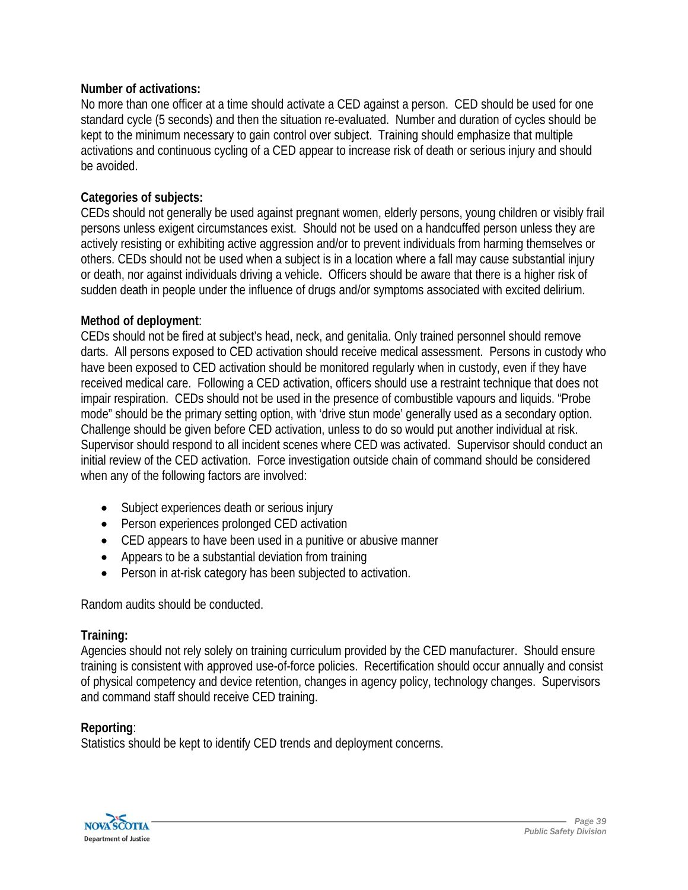**Number of activations:**
No more than one officer at a time should activate a CED against a person. CED should be used for one standard cycle (5 seconds) and then the situation re-evaluated. Number and duration of cycles should be kept to the minimum necessary to gain control over subject. Training should emphasize that multiple activations and continuous cycling of a CED appear to increase risk of death or serious injury and should be avoided.

**Categories of subjects:**
CEDs should not generally be used against pregnant women, elderly persons, young children or visibly frail persons unless exigent circumstances exist. Should not be used on a handcuffed person unless they are actively resisting or exhibiting active aggression and/or to prevent individuals from harming themselves or others. CEDs should not be used when a subject is in a location where a fall may cause substantial injury or death, nor against individuals driving a vehicle. Officers should be aware that there is a higher risk of sudden death in people under the influence of drugs and/or symptoms associated with excited delirium.

**Method of deployment**:
CEDs should not be fired at subject's head, neck, and genitalia. Only trained personnel should remove darts. All persons exposed to CED activation should receive medical assessment. Persons in custody who have been exposed to CED activation should be monitored regularly when in custody, even if they have received medical care. Following a CED activation, officers should use a restraint technique that does not impair respiration. CEDs should not be used in the presence of combustible vapours and liquids. "Probe mode" should be the primary setting option, with 'drive stun mode' generally used as a secondary option. Challenge should be given before CED activation, unless to do so would put another individual at risk. Supervisor should respond to all incident scenes where CED was activated. Supervisor should conduct an initial review of the CED activation. Force investigation outside chain of command should be considered when any of the following factors are involved:

- Subject experiences death or serious injury
- Person experiences prolonged CED activation
- CED appears to have been used in a punitive or abusive manner
- Appears to be a substantial deviation from training
- Person in at-risk category has been subjected to activation.

Random audits should be conducted.

**Training:**
Agencies should not rely solely on training curriculum provided by the CED manufacturer. Should ensure training is consistent with approved use-of-force policies. Recertification should occur annually and consist of physical competency and device retention, changes in agency policy, technology changes. Supervisors and command staff should receive CED training.

**Reporting**:
Statistics should be kept to identify CED trends and deployment concerns.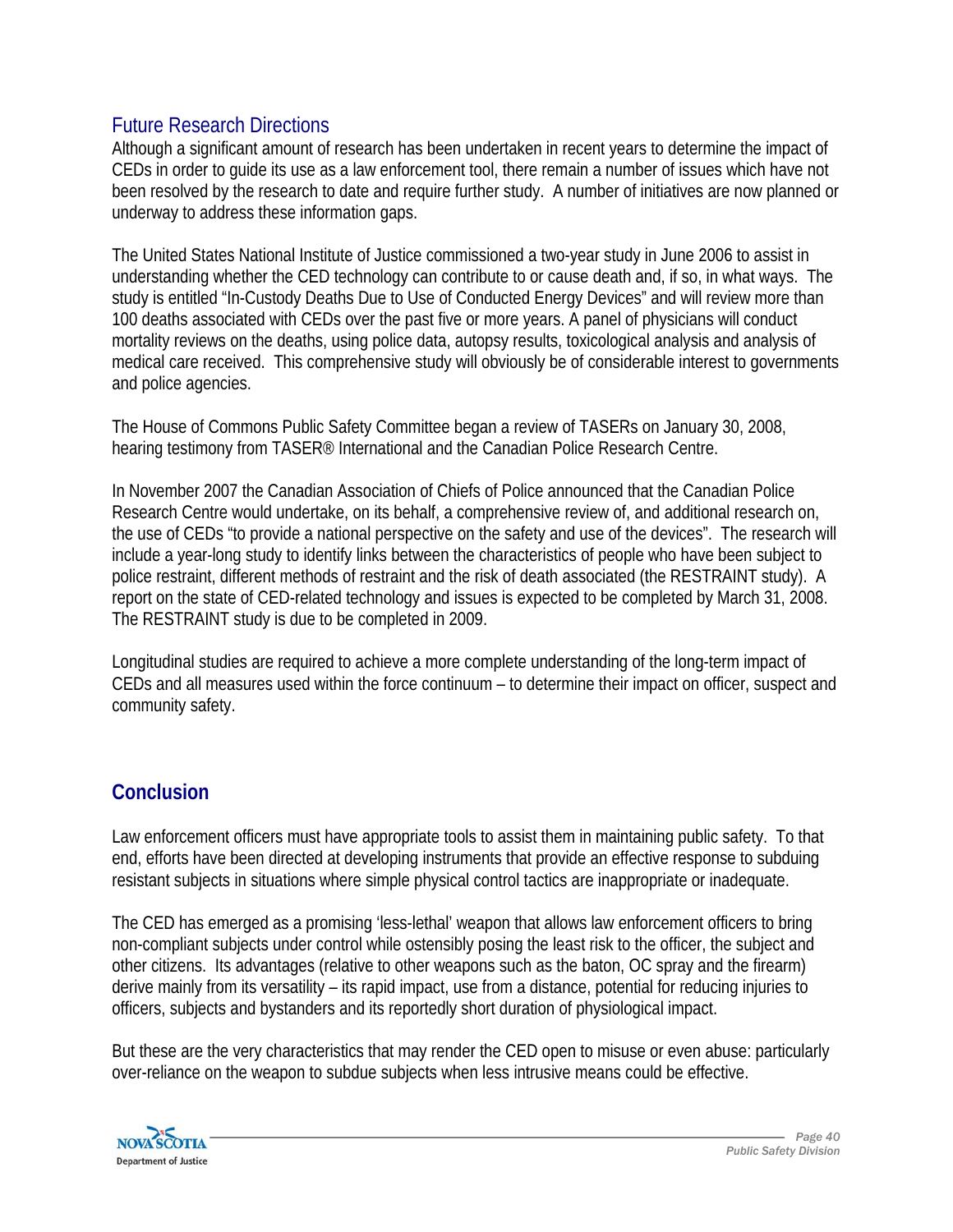## Future Research Directions

Although a significant amount of research has been undertaken in recent years to determine the impact of CEDs in order to guide its use as a law enforcement tool, there remain a number of issues which have not been resolved by the research to date and require further study. A number of initiatives are now planned or underway to address these information gaps.

The United States National Institute of Justice commissioned a two-year study in June 2006 to assist in understanding whether the CED technology can contribute to or cause death and, if so, in what ways. The study is entitled "In-Custody Deaths Due to Use of Conducted Energy Devices" and will review more than 100 deaths associated with CEDs over the past five or more years. A panel of physicians will conduct mortality reviews on the deaths, using police data, autopsy results, toxicological analysis and analysis of medical care received. This comprehensive study will obviously be of considerable interest to governments and police agencies.

The House of Commons Public Safety Committee began a review of TASERs on January 30, 2008, hearing testimony from TASER® International and the Canadian Police Research Centre.

In November 2007 the Canadian Association of Chiefs of Police announced that the Canadian Police Research Centre would undertake, on its behalf, a comprehensive review of, and additional research on, the use of CEDs "to provide a national perspective on the safety and use of the devices". The research will include a year-long study to identify links between the characteristics of people who have been subject to police restraint, different methods of restraint and the risk of death associated (the RESTRAINT study). A report on the state of CED-related technology and issues is expected to be completed by March 31, 2008. The RESTRAINT study is due to be completed in 2009.

Longitudinal studies are required to achieve a more complete understanding of the long-term impact of CEDs and all measures used within the force continuum – to determine their impact on officer, suspect and community safety.

## Conclusion

Law enforcement officers must have appropriate tools to assist them in maintaining public safety. To that end, efforts have been directed at developing instruments that provide an effective response to subduing resistant subjects in situations where simple physical control tactics are inappropriate or inadequate.

The CED has emerged as a promising 'less-lethal' weapon that allows law enforcement officers to bring non-compliant subjects under control while ostensibly posing the least risk to the officer, the subject and other citizens. Its advantages (relative to other weapons such as the baton, OC spray and the firearm) derive mainly from its versatility – its rapid impact, use from a distance, potential for reducing injuries to officers, subjects and bystanders and its reportedly short duration of physiological impact.

But these are the very characteristics that may render the CED open to misuse or even abuse: particularly over-reliance on the weapon to subdue subjects when less intrusive means could be effective.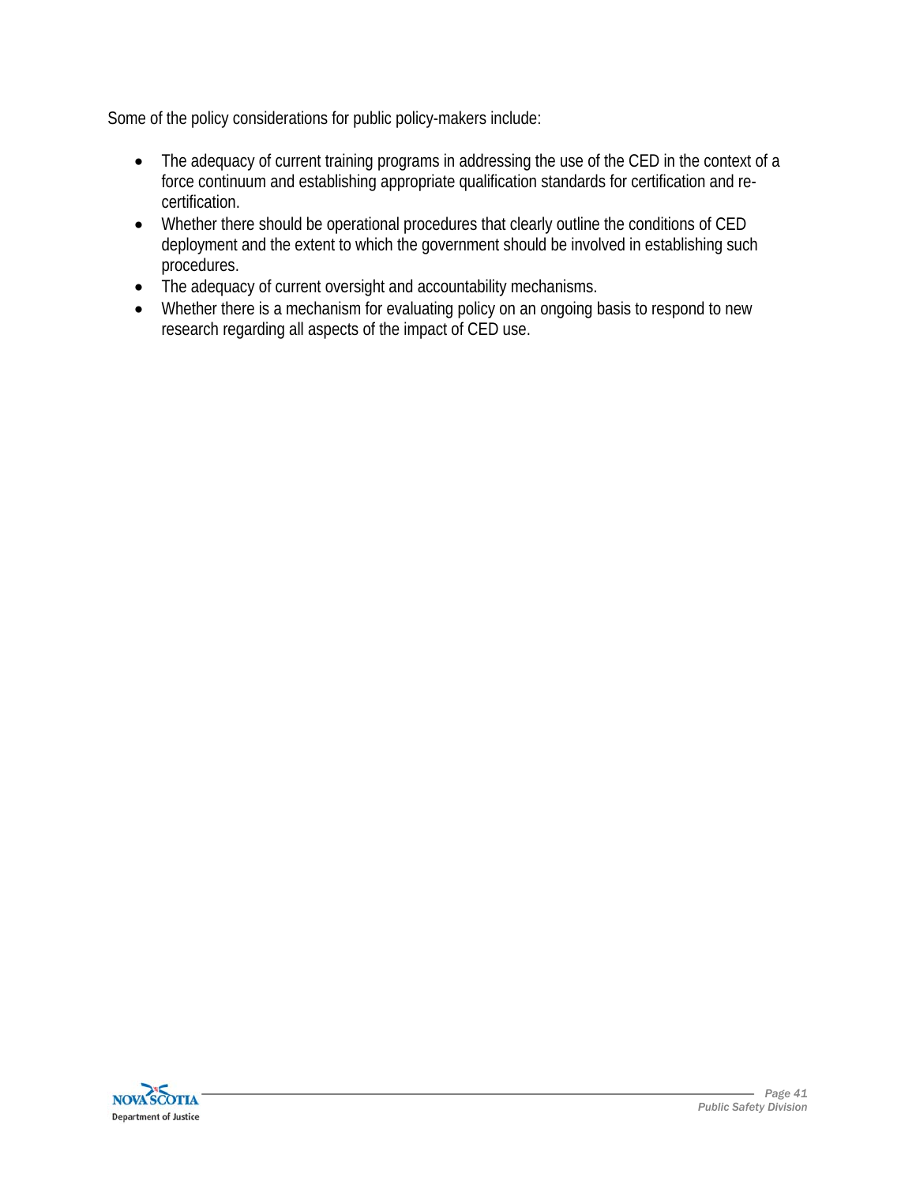Some of the policy considerations for public policy-makers include:

- The adequacy of current training programs in addressing the use of the CED in the context of a force continuum and establishing appropriate qualification standards for certification and re-certification.
- Whether there should be operational procedures that clearly outline the conditions of CED deployment and the extent to which the government should be involved in establishing such procedures.
- The adequacy of current oversight and accountability mechanisms.
- Whether there is a mechanism for evaluating policy on an ongoing basis to respond to new research regarding all aspects of the impact of CED use.